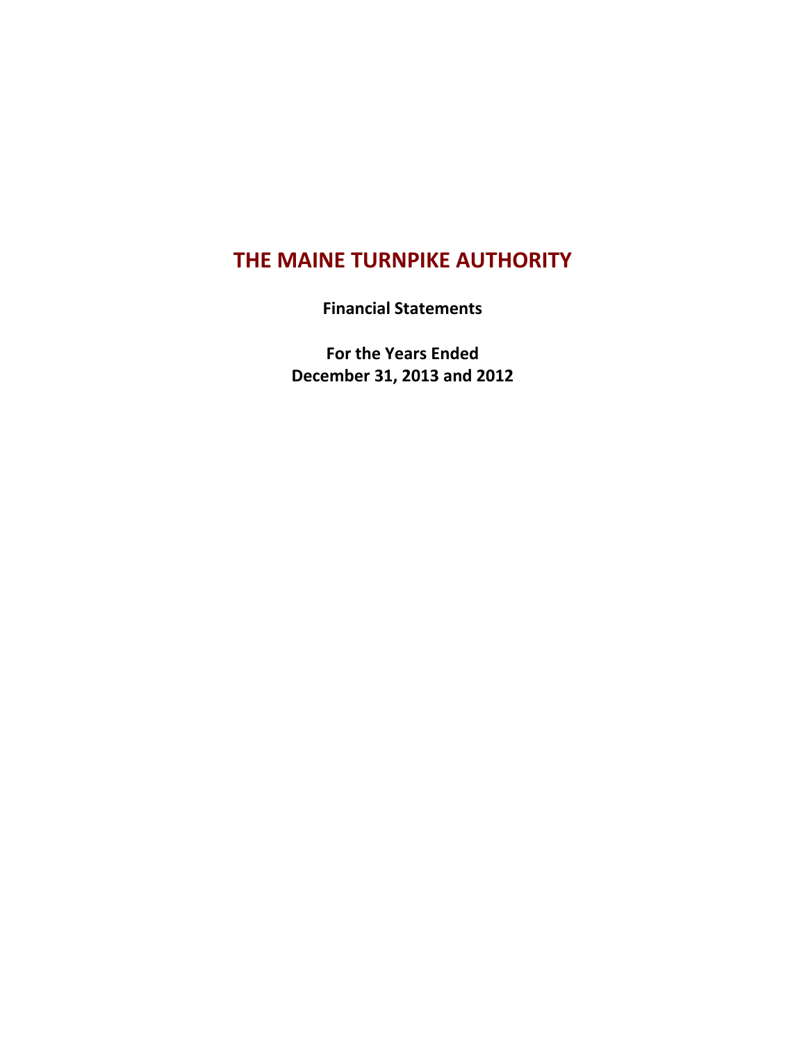# THE MAINE TURNPIKE AUTHORITY

**Financial Statements**

**For the Years Ended**
**December 31, 2013 and 2012**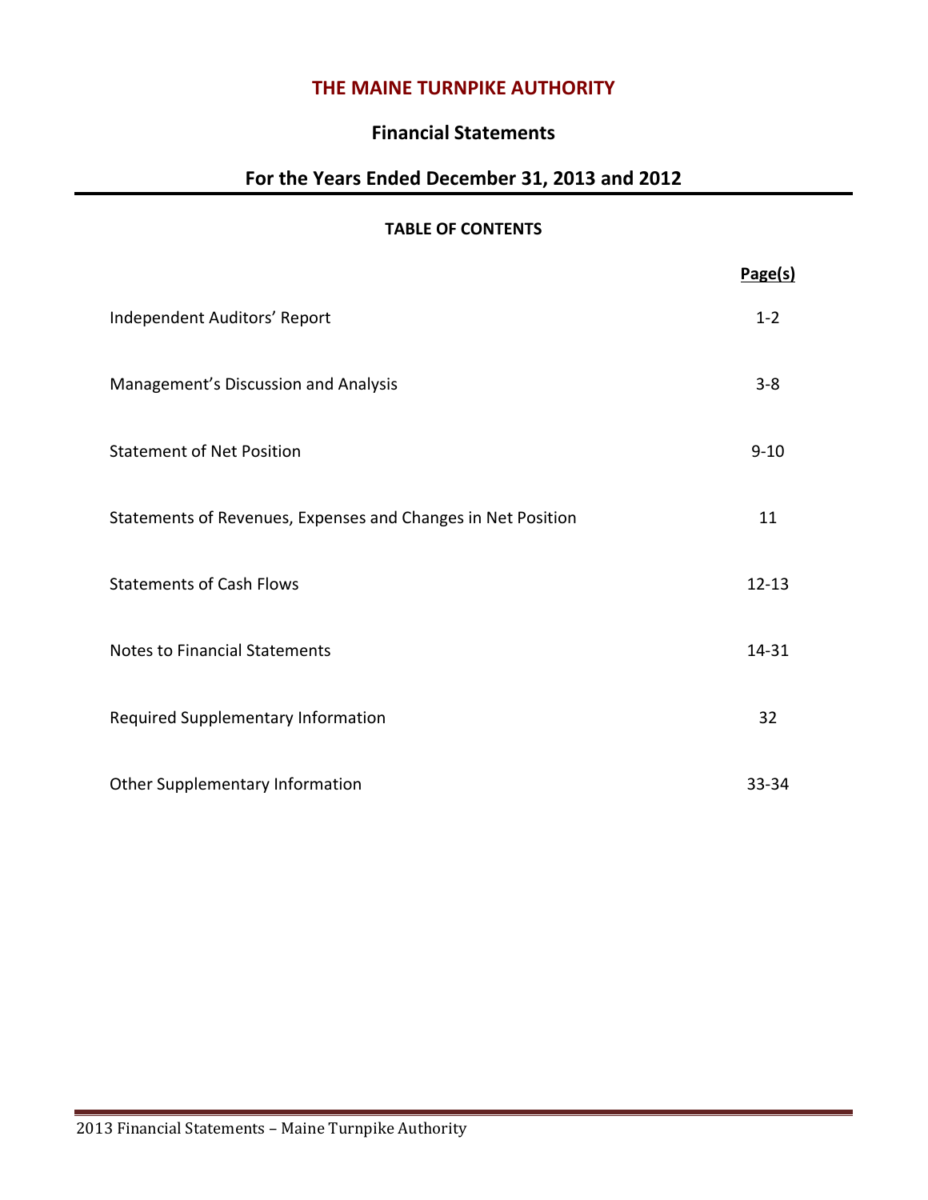# THE MAINE TURNPIKE AUTHORITY

## Financial Statements

## For the Years Ended December 31, 2013 and 2012

**TABLE OF CONTENTS**

| | Page(s) |
|---|---|
| Independent Auditors' Report | 1-2 |
| Management's Discussion and Analysis | 3-8 |
| Statement of Net Position | 9-10 |
| Statements of Revenues, Expenses and Changes in Net Position | 11 |
| Statements of Cash Flows | 12-13 |
| Notes to Financial Statements | 14-31 |
| Required Supplementary Information | 32 |
| Other Supplementary Information | 33-34 |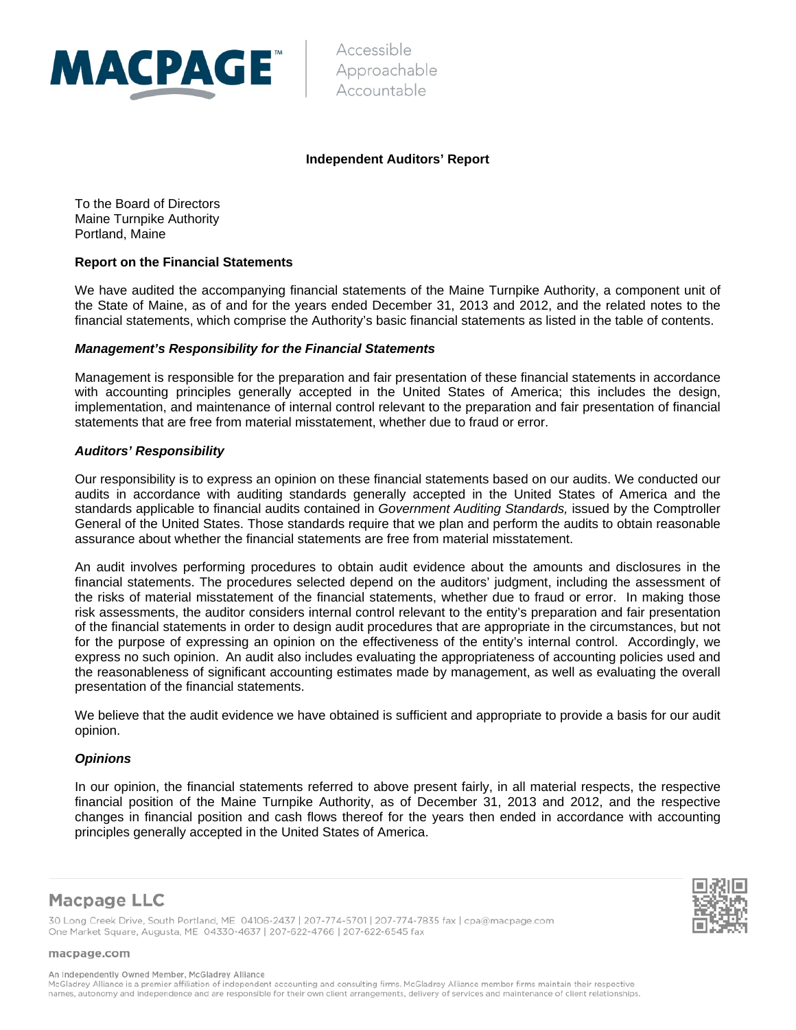MACPAGE™ | Accessible Approachable Accountable

## Independent Auditors' Report

To the Board of Directors
Maine Turnpike Authority
Portland, Maine

### Report on the Financial Statements

We have audited the accompanying financial statements of the Maine Turnpike Authority, a component unit of the State of Maine, as of and for the years ended December 31, 2013 and 2012, and the related notes to the financial statements, which comprise the Authority's basic financial statements as listed in the table of contents.

***Management's Responsibility for the Financial Statements***

Management is responsible for the preparation and fair presentation of these financial statements in accordance with accounting principles generally accepted in the United States of America; this includes the design, implementation, and maintenance of internal control relevant to the preparation and fair presentation of financial statements that are free from material misstatement, whether due to fraud or error.

***Auditors' Responsibility***

Our responsibility is to express an opinion on these financial statements based on our audits. We conducted our audits in accordance with auditing standards generally accepted in the United States of America and the standards applicable to financial audits contained in *Government Auditing Standards,* issued by the Comptroller General of the United States. Those standards require that we plan and perform the audits to obtain reasonable assurance about whether the financial statements are free from material misstatement.

An audit involves performing procedures to obtain audit evidence about the amounts and disclosures in the financial statements. The procedures selected depend on the auditors' judgment, including the assessment of the risks of material misstatement of the financial statements, whether due to fraud or error. In making those risk assessments, the auditor considers internal control relevant to the entity's preparation and fair presentation of the financial statements in order to design audit procedures that are appropriate in the circumstances, but not for the purpose of expressing an opinion on the effectiveness of the entity's internal control. Accordingly, we express no such opinion. An audit also includes evaluating the appropriateness of accounting policies used and the reasonableness of significant accounting estimates made by management, as well as evaluating the overall presentation of the financial statements.

We believe that the audit evidence we have obtained is sufficient and appropriate to provide a basis for our audit opinion.

***Opinions***

In our opinion, the financial statements referred to above present fairly, in all material respects, the respective financial position of the Maine Turnpike Authority, as of December 31, 2013 and 2012, and the respective changes in financial position and cash flows thereof for the years then ended in accordance with accounting principles generally accepted in the United States of America.

**Macpage LLC**

30 Long Creek Drive, South Portland, ME 04106-2437 | 207-774-5701 | 207-774-7835 fax | cpa@macpage.com
One Market Square, Augusta, ME 04330-4637 | 207-622-4766 | 207-622-6545 fax

macpage.com

An Independently Owned Member, McGladrey Alliance
McGladrey Alliance is a premier affiliation of independent accounting and consulting firms. McGladrey Alliance member firms maintain their respective names, autonomy and independence and are responsible for their own client arrangements, delivery of services and maintenance of client relationships.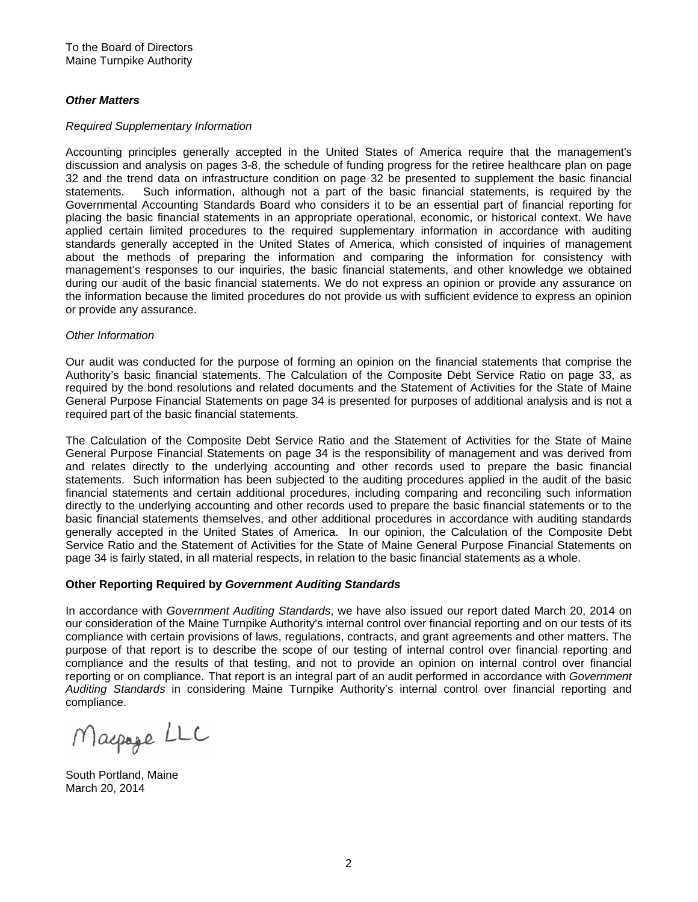To the Board of Directors
Maine Turnpike Authority

***Other Matters***

*Required Supplementary Information*

Accounting principles generally accepted in the United States of America require that the management's discussion and analysis on pages 3-8, the schedule of funding progress for the retiree healthcare plan on page 32 and the trend data on infrastructure condition on page 32 be presented to supplement the basic financial statements. Such information, although not a part of the basic financial statements, is required by the Governmental Accounting Standards Board who considers it to be an essential part of financial reporting for placing the basic financial statements in an appropriate operational, economic, or historical context. We have applied certain limited procedures to the required supplementary information in accordance with auditing standards generally accepted in the United States of America, which consisted of inquiries of management about the methods of preparing the information and comparing the information for consistency with management's responses to our inquiries, the basic financial statements, and other knowledge we obtained during our audit of the basic financial statements. We do not express an opinion or provide any assurance on the information because the limited procedures do not provide us with sufficient evidence to express an opinion or provide any assurance.

*Other Information*

Our audit was conducted for the purpose of forming an opinion on the financial statements that comprise the Authority's basic financial statements. The Calculation of the Composite Debt Service Ratio on page 33, as required by the bond resolutions and related documents and the Statement of Activities for the State of Maine General Purpose Financial Statements on page 34 is presented for purposes of additional analysis and is not a required part of the basic financial statements.

The Calculation of the Composite Debt Service Ratio and the Statement of Activities for the State of Maine General Purpose Financial Statements on page 34 is the responsibility of management and was derived from and relates directly to the underlying accounting and other records used to prepare the basic financial statements. Such information has been subjected to the auditing procedures applied in the audit of the basic financial statements and certain additional procedures, including comparing and reconciling such information directly to the underlying accounting and other records used to prepare the basic financial statements or to the basic financial statements themselves, and other additional procedures in accordance with auditing standards generally accepted in the United States of America. In our opinion, the Calculation of the Composite Debt Service Ratio and the Statement of Activities for the State of Maine General Purpose Financial Statements on page 34 is fairly stated, in all material respects, in relation to the basic financial statements as a whole.

**Other Reporting Required by *Government Auditing Standards***

In accordance with *Government Auditing Standards*, we have also issued our report dated March 20, 2014 on our consideration of the Maine Turnpike Authority's internal control over financial reporting and on our tests of its compliance with certain provisions of laws, regulations, contracts, and grant agreements and other matters. The purpose of that report is to describe the scope of our testing of internal control over financial reporting and compliance and the results of that testing, and not to provide an opinion on internal control over financial reporting or on compliance. That report is an integral part of an audit performed in accordance with *Government Auditing Standards* in considering Maine Turnpike Authority's internal control over financial reporting and compliance.

Macpage LLC

South Portland, Maine
March 20, 2014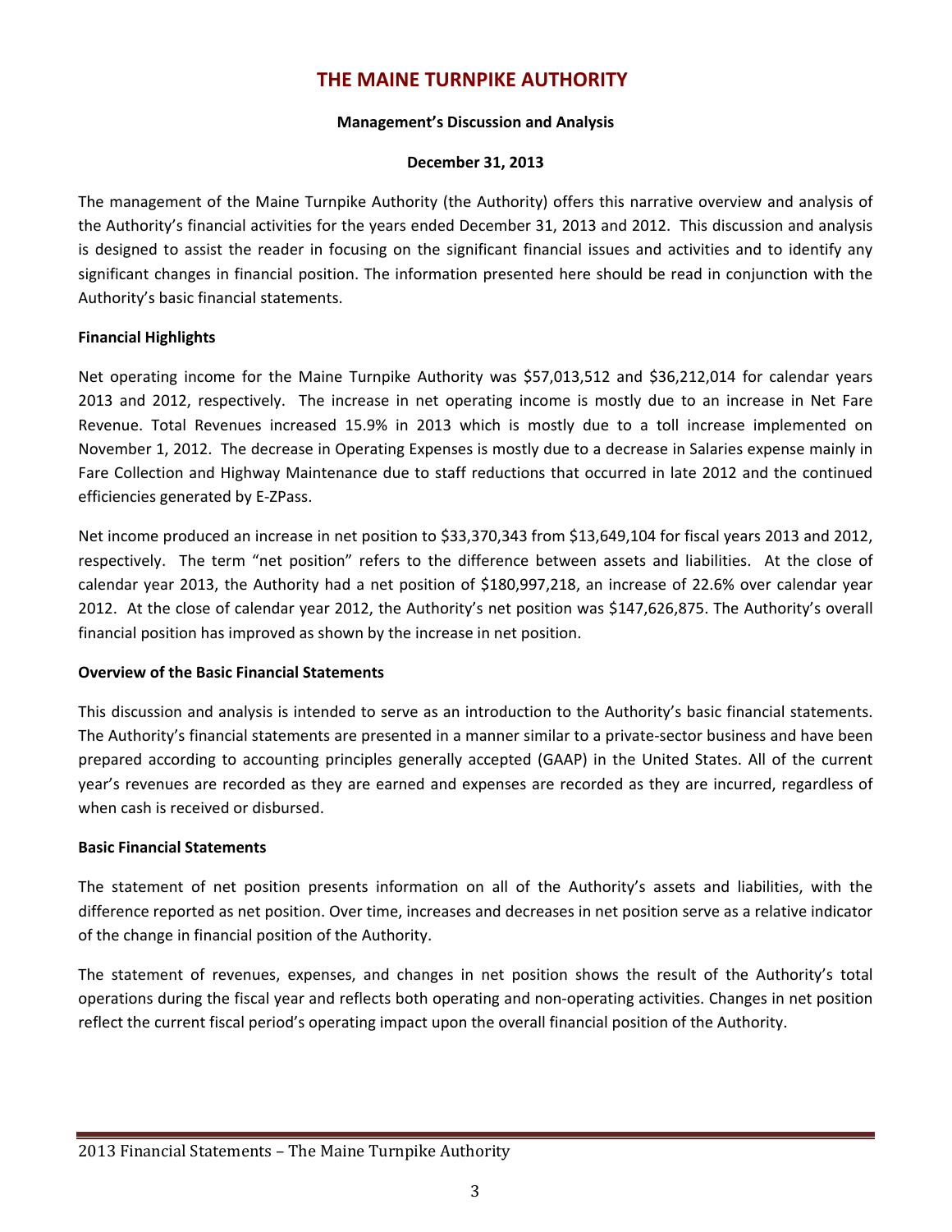# THE MAINE TURNPIKE AUTHORITY

**Management's Discussion and Analysis**

**December 31, 2013**

The management of the Maine Turnpike Authority (the Authority) offers this narrative overview and analysis of the Authority's financial activities for the years ended December 31, 2013 and 2012. This discussion and analysis is designed to assist the reader in focusing on the significant financial issues and activities and to identify any significant changes in financial position. The information presented here should be read in conjunction with the Authority's basic financial statements.

**Financial Highlights**

Net operating income for the Maine Turnpike Authority was $57,013,512 and $36,212,014 for calendar years 2013 and 2012, respectively. The increase in net operating income is mostly due to an increase in Net Fare Revenue. Total Revenues increased 15.9% in 2013 which is mostly due to a toll increase implemented on November 1, 2012. The decrease in Operating Expenses is mostly due to a decrease in Salaries expense mainly in Fare Collection and Highway Maintenance due to staff reductions that occurred in late 2012 and the continued efficiencies generated by E-ZPass.

Net income produced an increase in net position to $33,370,343 from $13,649,104 for fiscal years 2013 and 2012, respectively. The term "net position" refers to the difference between assets and liabilities. At the close of calendar year 2013, the Authority had a net position of $180,997,218, an increase of 22.6% over calendar year 2012. At the close of calendar year 2012, the Authority's net position was $147,626,875. The Authority's overall financial position has improved as shown by the increase in net position.

**Overview of the Basic Financial Statements**

This discussion and analysis is intended to serve as an introduction to the Authority's basic financial statements. The Authority's financial statements are presented in a manner similar to a private-sector business and have been prepared according to accounting principles generally accepted (GAAP) in the United States. All of the current year's revenues are recorded as they are earned and expenses are recorded as they are incurred, regardless of when cash is received or disbursed.

**Basic Financial Statements**

The statement of net position presents information on all of the Authority's assets and liabilities, with the difference reported as net position. Over time, increases and decreases in net position serve as a relative indicator of the change in financial position of the Authority.

The statement of revenues, expenses, and changes in net position shows the result of the Authority's total operations during the fiscal year and reflects both operating and non-operating activities. Changes in net position reflect the current fiscal period's operating impact upon the overall financial position of the Authority.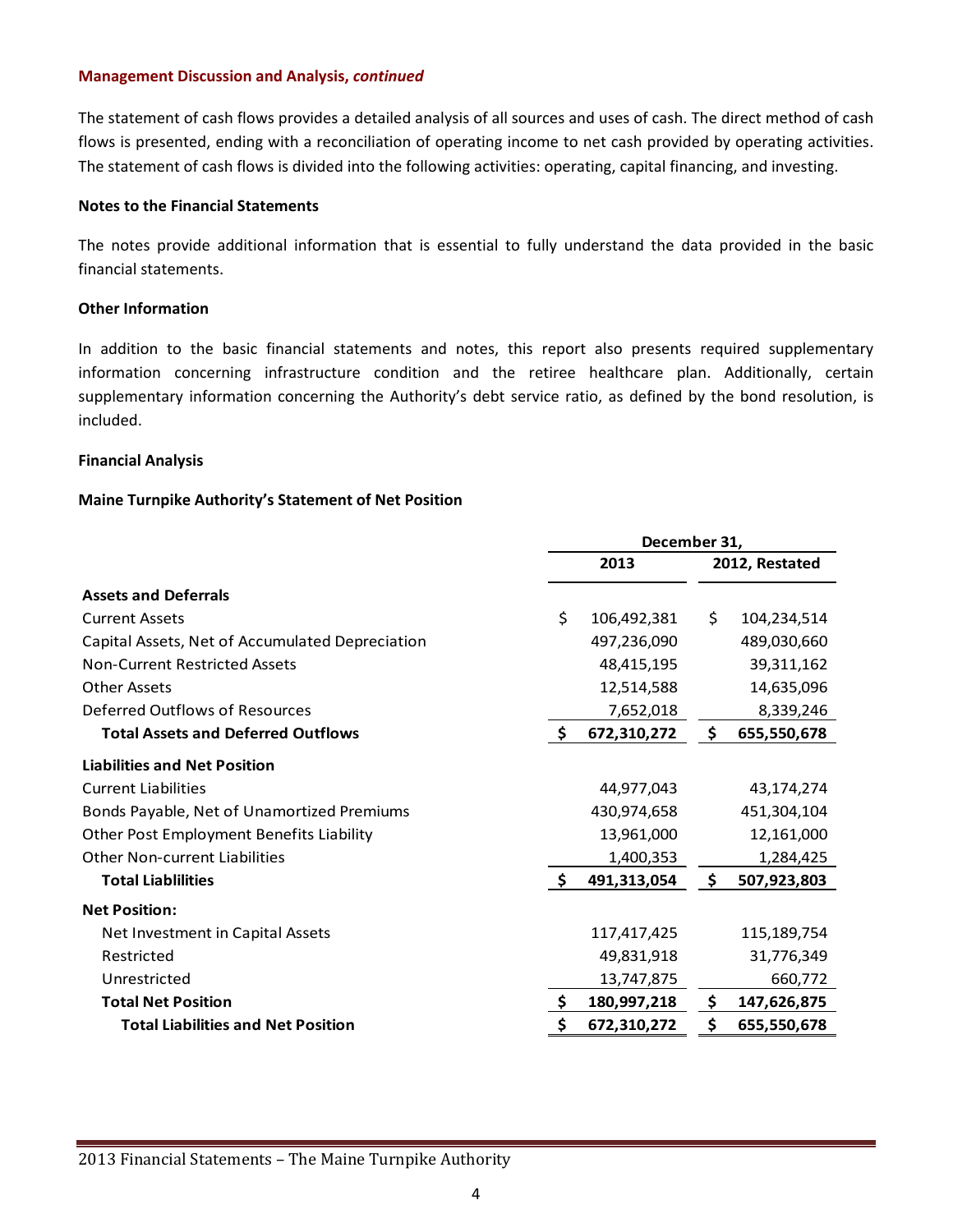**Management Discussion and Analysis, *continued***

The statement of cash flows provides a detailed analysis of all sources and uses of cash. The direct method of cash flows is presented, ending with a reconciliation of operating income to net cash provided by operating activities. The statement of cash flows is divided into the following activities: operating, capital financing, and investing.

**Notes to the Financial Statements**

The notes provide additional information that is essential to fully understand the data provided in the basic financial statements.

**Other Information**

In addition to the basic financial statements and notes, this report also presents required supplementary information concerning infrastructure condition and the retiree healthcare plan. Additionally, certain supplementary information concerning the Authority's debt service ratio, as defined by the bond resolution, is included.

**Financial Analysis**

**Maine Turnpike Authority's Statement of Net Position**

| | December 31, | |
|---|---|---|
| | 2013 | 2012, Restated |
| **Assets and Deferrals** | | |
| Current Assets | $ 106,492,381 | $ 104,234,514 |
| Capital Assets, Net of Accumulated Depreciation | 497,236,090 | 489,030,660 |
| Non-Current Restricted Assets | 48,415,195 | 39,311,162 |
| Other Assets | 12,514,588 | 14,635,096 |
| Deferred Outflows of Resources | 7,652,018 | 8,339,246 |
| **Total Assets and Deferred Outflows** | **$ 672,310,272** | **$ 655,550,678** |
| **Liabilities and Net Position** | | |
| Current Liabilities | 44,977,043 | 43,174,274 |
| Bonds Payable, Net of Unamortized Premiums | 430,974,658 | 451,304,104 |
| Other Post Employment Benefits Liability | 13,961,000 | 12,161,000 |
| Other Non-current Liabilities | 1,400,353 | 1,284,425 |
| **Total Liablilities** | **$ 491,313,054** | **$ 507,923,803** |
| **Net Position:** | | |
| Net Investment in Capital Assets | 117,417,425 | 115,189,754 |
| Restricted | 49,831,918 | 31,776,349 |
| Unrestricted | 13,747,875 | 660,772 |
| **Total Net Position** | **$ 180,997,218** | **$ 147,626,875** |
| **Total Liabilities and Net Position** | **$ 672,310,272** | **$ 655,550,678** |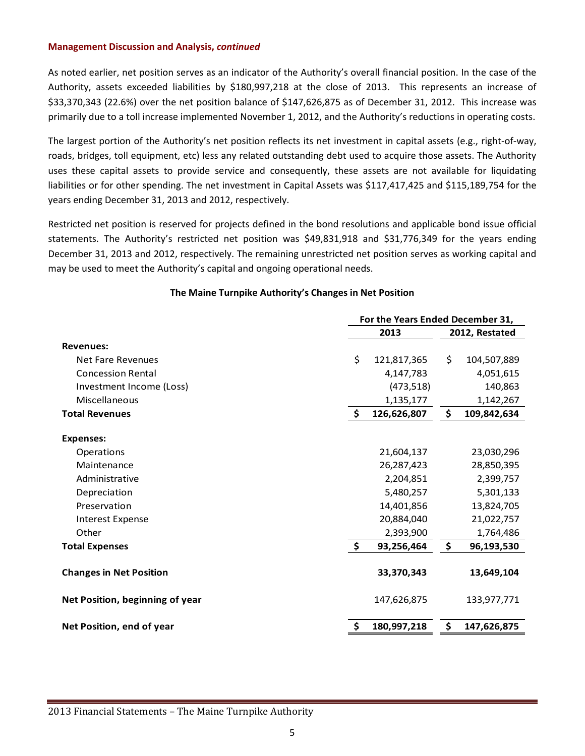**Management Discussion and Analysis, *continued***

As noted earlier, net position serves as an indicator of the Authority's overall financial position. In the case of the Authority, assets exceeded liabilities by $180,997,218 at the close of 2013. This represents an increase of $33,370,343 (22.6%) over the net position balance of $147,626,875 as of December 31, 2012. This increase was primarily due to a toll increase implemented November 1, 2012, and the Authority's reductions in operating costs.

The largest portion of the Authority's net position reflects its net investment in capital assets (e.g., right-of-way, roads, bridges, toll equipment, etc) less any related outstanding debt used to acquire those assets. The Authority uses these capital assets to provide service and consequently, these assets are not available for liquidating liabilities or for other spending. The net investment in Capital Assets was $117,417,425 and $115,189,754 for the years ending December 31, 2013 and 2012, respectively.

Restricted net position is reserved for projects defined in the bond resolutions and applicable bond issue official statements. The Authority's restricted net position was $49,831,918 and $31,776,349 for the years ending December 31, 2013 and 2012, respectively. The remaining unrestricted net position serves as working capital and may be used to meet the Authority's capital and ongoing operational needs.

**The Maine Turnpike Authority's Changes in Net Position**

| | For the Years Ended December 31, | |
|---|---|---|
| | 2013 | 2012, Restated |
| **Revenues:** | | |
| Net Fare Revenues | $ 121,817,365 | $ 104,507,889 |
| Concession Rental | 4,147,783 | 4,051,615 |
| Investment Income (Loss) | (473,518) | 140,863 |
| Miscellaneous | 1,135,177 | 1,142,267 |
| **Total Revenues** | **$ 126,626,807** | **$ 109,842,634** |
| **Expenses:** | | |
| Operations | 21,604,137 | 23,030,296 |
| Maintenance | 26,287,423 | 28,850,395 |
| Administrative | 2,204,851 | 2,399,757 |
| Depreciation | 5,480,257 | 5,301,133 |
| Preservation | 14,401,856 | 13,824,705 |
| Interest Expense | 20,884,040 | 21,022,757 |
| Other | 2,393,900 | 1,764,486 |
| **Total Expenses** | **$ 93,256,464** | **$ 96,193,530** |
| **Changes in Net Position** | **33,370,343** | **13,649,104** |
| **Net Position, beginning of year** | 147,626,875 | 133,977,771 |
| **Net Position, end of year** | **$ 180,997,218** | **$ 147,626,875** |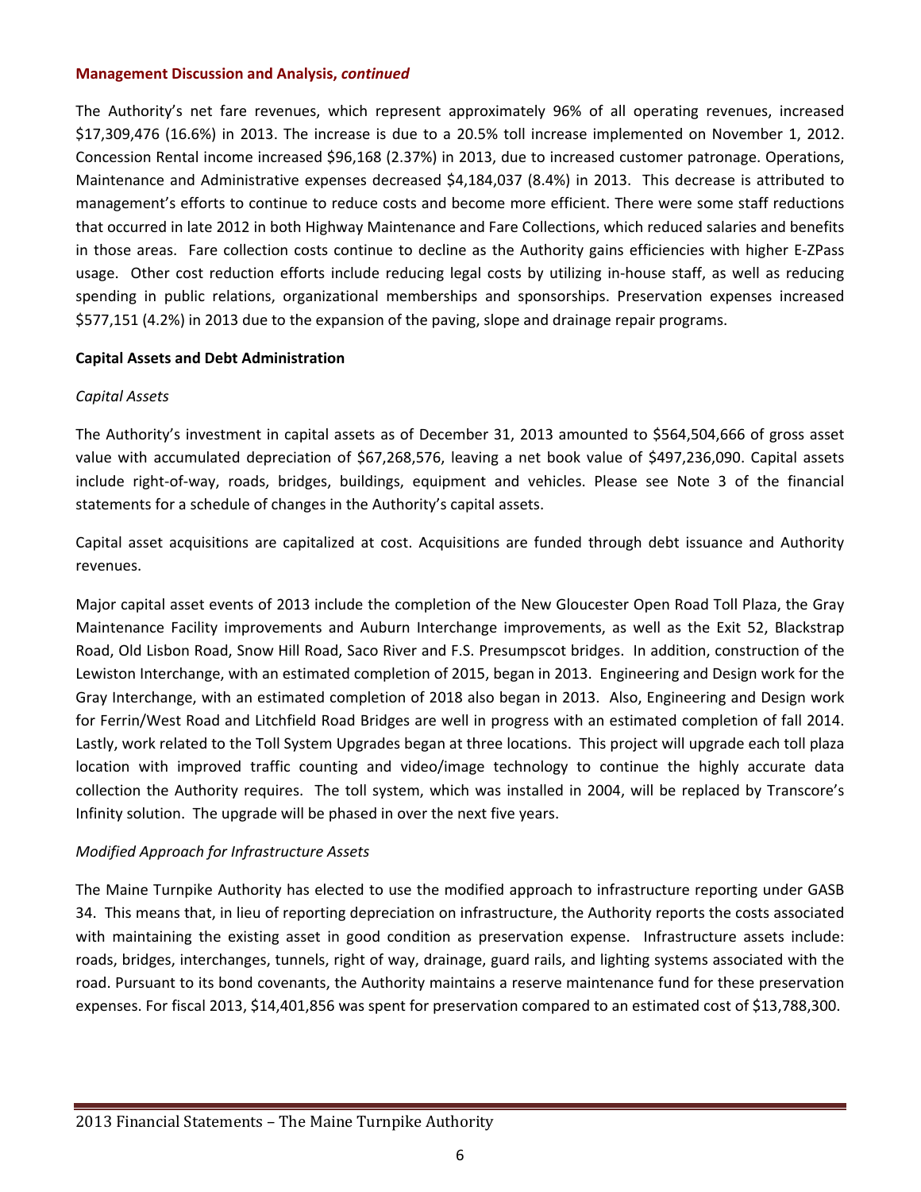**Management Discussion and Analysis, *continued***

The Authority's net fare revenues, which represent approximately 96% of all operating revenues, increased \$17,309,476 (16.6%) in 2013. The increase is due to a 20.5% toll increase implemented on November 1, 2012. Concession Rental income increased \$96,168 (2.37%) in 2013, due to increased customer patronage. Operations, Maintenance and Administrative expenses decreased \$4,184,037 (8.4%) in 2013. This decrease is attributed to management's efforts to continue to reduce costs and become more efficient. There were some staff reductions that occurred in late 2012 in both Highway Maintenance and Fare Collections, which reduced salaries and benefits in those areas. Fare collection costs continue to decline as the Authority gains efficiencies with higher E-ZPass usage. Other cost reduction efforts include reducing legal costs by utilizing in-house staff, as well as reducing spending in public relations, organizational memberships and sponsorships. Preservation expenses increased \$577,151 (4.2%) in 2013 due to the expansion of the paving, slope and drainage repair programs.

## Capital Assets and Debt Administration

### *Capital Assets*

The Authority's investment in capital assets as of December 31, 2013 amounted to \$564,504,666 of gross asset value with accumulated depreciation of \$67,268,576, leaving a net book value of \$497,236,090. Capital assets include right-of-way, roads, bridges, buildings, equipment and vehicles. Please see Note 3 of the financial statements for a schedule of changes in the Authority's capital assets.

Capital asset acquisitions are capitalized at cost. Acquisitions are funded through debt issuance and Authority revenues.

Major capital asset events of 2013 include the completion of the New Gloucester Open Road Toll Plaza, the Gray Maintenance Facility improvements and Auburn Interchange improvements, as well as the Exit 52, Blackstrap Road, Old Lisbon Road, Snow Hill Road, Saco River and F.S. Presumpscot bridges. In addition, construction of the Lewiston Interchange, with an estimated completion of 2015, began in 2013. Engineering and Design work for the Gray Interchange, with an estimated completion of 2018 also began in 2013. Also, Engineering and Design work for Ferrin/West Road and Litchfield Road Bridges are well in progress with an estimated completion of fall 2014. Lastly, work related to the Toll System Upgrades began at three locations. This project will upgrade each toll plaza location with improved traffic counting and video/image technology to continue the highly accurate data collection the Authority requires. The toll system, which was installed in 2004, will be replaced by Transcore's Infinity solution. The upgrade will be phased in over the next five years.

### *Modified Approach for Infrastructure Assets*

The Maine Turnpike Authority has elected to use the modified approach to infrastructure reporting under GASB 34. This means that, in lieu of reporting depreciation on infrastructure, the Authority reports the costs associated with maintaining the existing asset in good condition as preservation expense. Infrastructure assets include: roads, bridges, interchanges, tunnels, right of way, drainage, guard rails, and lighting systems associated with the road. Pursuant to its bond covenants, the Authority maintains a reserve maintenance fund for these preservation expenses. For fiscal 2013, \$14,401,856 was spent for preservation compared to an estimated cost of \$13,788,300.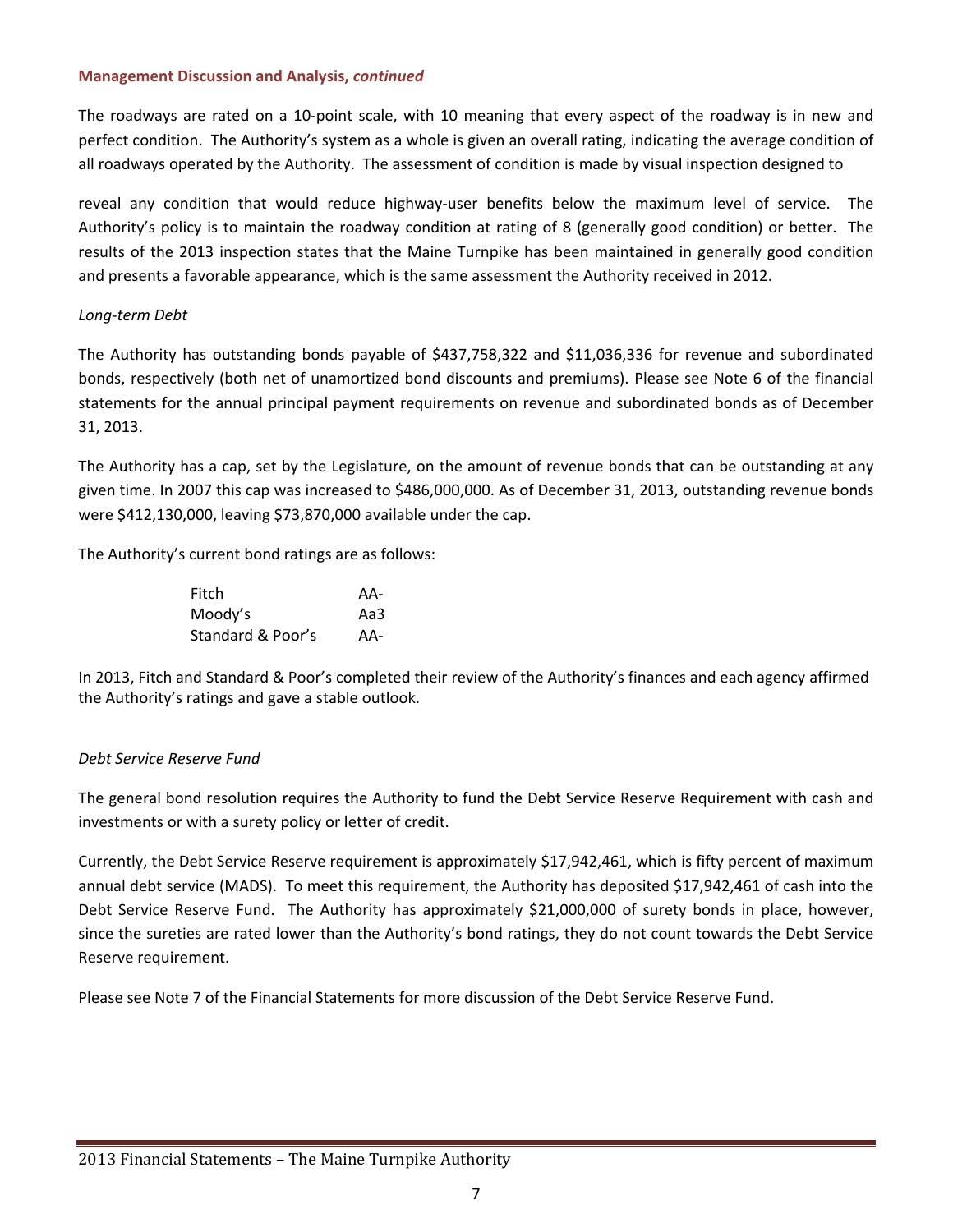**Management Discussion and Analysis, *continued***

The roadways are rated on a 10-point scale, with 10 meaning that every aspect of the roadway is in new and perfect condition. The Authority's system as a whole is given an overall rating, indicating the average condition of all roadways operated by the Authority. The assessment of condition is made by visual inspection designed to

reveal any condition that would reduce highway-user benefits below the maximum level of service. The Authority's policy is to maintain the roadway condition at rating of 8 (generally good condition) or better. The results of the 2013 inspection states that the Maine Turnpike has been maintained in generally good condition and presents a favorable appearance, which is the same assessment the Authority received in 2012.

*Long-term Debt*

The Authority has outstanding bonds payable of $437,758,322 and $11,036,336 for revenue and subordinated bonds, respectively (both net of unamortized bond discounts and premiums). Please see Note 6 of the financial statements for the annual principal payment requirements on revenue and subordinated bonds as of December 31, 2013.

The Authority has a cap, set by the Legislature, on the amount of revenue bonds that can be outstanding at any given time. In 2007 this cap was increased to $486,000,000. As of December 31, 2013, outstanding revenue bonds were $412,130,000, leaving $73,870,000 available under the cap.

The Authority's current bond ratings are as follows:

| | |
|---|---|
| Fitch | AA- |
| Moody's | Aa3 |
| Standard & Poor's | AA- |

In 2013, Fitch and Standard & Poor's completed their review of the Authority's finances and each agency affirmed the Authority's ratings and gave a stable outlook.

*Debt Service Reserve Fund*

The general bond resolution requires the Authority to fund the Debt Service Reserve Requirement with cash and investments or with a surety policy or letter of credit.

Currently, the Debt Service Reserve requirement is approximately $17,942,461, which is fifty percent of maximum annual debt service (MADS). To meet this requirement, the Authority has deposited $17,942,461 of cash into the Debt Service Reserve Fund. The Authority has approximately $21,000,000 of surety bonds in place, however, since the sureties are rated lower than the Authority's bond ratings, they do not count towards the Debt Service Reserve requirement.

Please see Note 7 of the Financial Statements for more discussion of the Debt Service Reserve Fund.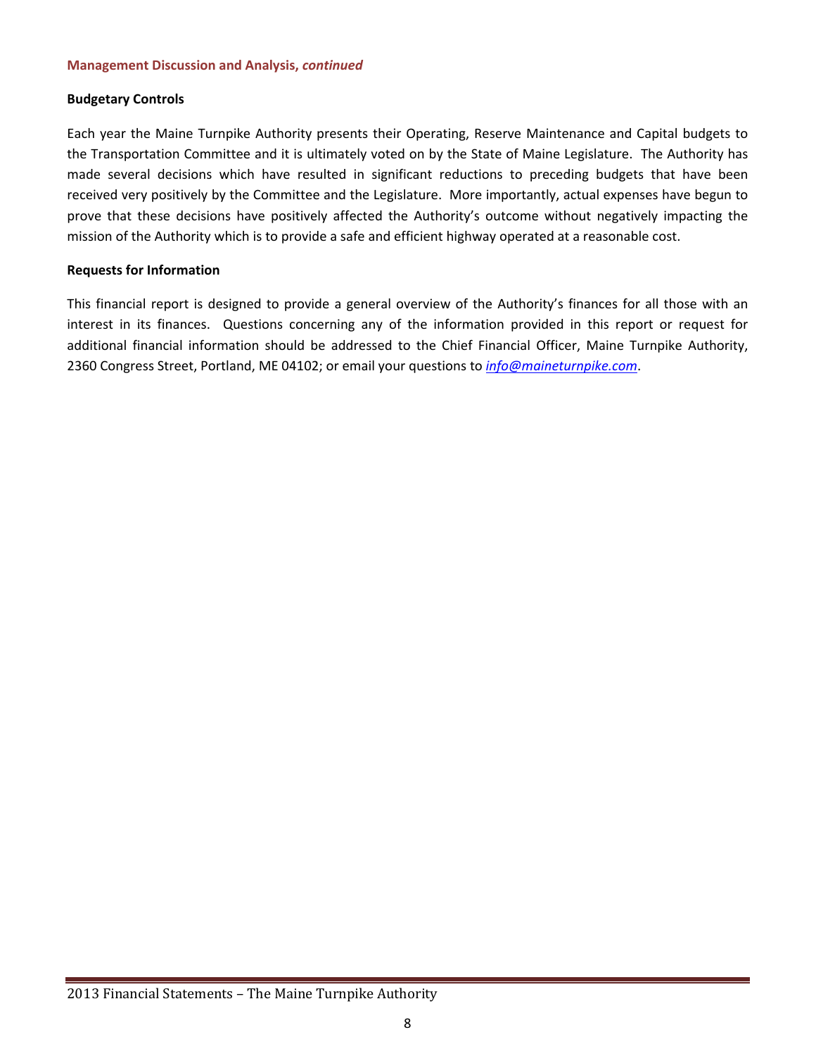**Management Discussion and Analysis, *continued***

**Budgetary Controls**

Each year the Maine Turnpike Authority presents their Operating, Reserve Maintenance and Capital budgets to the Transportation Committee and it is ultimately voted on by the State of Maine Legislature. The Authority has made several decisions which have resulted in significant reductions to preceding budgets that have been received very positively by the Committee and the Legislature. More importantly, actual expenses have begun to prove that these decisions have positively affected the Authority's outcome without negatively impacting the mission of the Authority which is to provide a safe and efficient highway operated at a reasonable cost.

**Requests for Information**

This financial report is designed to provide a general overview of the Authority's finances for all those with an interest in its finances. Questions concerning any of the information provided in this report or request for additional financial information should be addressed to the Chief Financial Officer, Maine Turnpike Authority, 2360 Congress Street, Portland, ME 04102; or email your questions to *info@maineturnpike.com*.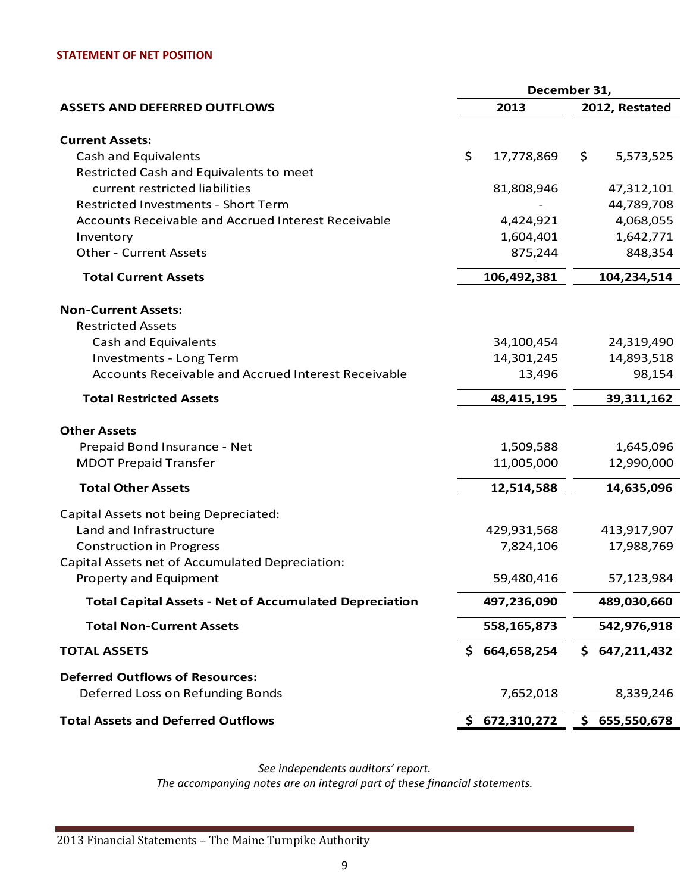## STATEMENT OF NET POSITION

| ASSETS AND DEFERRED OUTFLOWS | December 31, 2013 | December 31, 2012, Restated |
|---|---|---|
| **Current Assets:** | | |
| Cash and Equivalents | $ 17,778,869 | $ 5,573,525 |
| Restricted Cash and Equivalents to meet current restricted liabilities | 81,808,946 | 47,312,101 |
| Restricted Investments - Short Term | - | 44,789,708 |
| Accounts Receivable and Accrued Interest Receivable | 4,424,921 | 4,068,055 |
| Inventory | 1,604,401 | 1,642,771 |
| Other - Current Assets | 875,244 | 848,354 |
| **Total Current Assets** | **106,492,381** | **104,234,514** |
| **Non-Current Assets:** | | |
| Restricted Assets | | |
| Cash and Equivalents | 34,100,454 | 24,319,490 |
| Investments - Long Term | 14,301,245 | 14,893,518 |
| Accounts Receivable and Accrued Interest Receivable | 13,496 | 98,154 |
| **Total Restricted Assets** | **48,415,195** | **39,311,162** |
| **Other Assets** | | |
| Prepaid Bond Insurance - Net | 1,509,588 | 1,645,096 |
| MDOT Prepaid Transfer | 11,005,000 | 12,990,000 |
| **Total Other Assets** | **12,514,588** | **14,635,096** |
| Capital Assets not being Depreciated: | | |
| Land and Infrastructure | 429,931,568 | 413,917,907 |
| Construction in Progress | 7,824,106 | 17,988,769 |
| Capital Assets net of Accumulated Depreciation: | | |
| Property and Equipment | 59,480,416 | 57,123,984 |
| **Total Capital Assets - Net of Accumulated Depreciation** | **497,236,090** | **489,030,660** |
| **Total Non-Current Assets** | **558,165,873** | **542,976,918** |
| **TOTAL ASSETS** | **$ 664,658,254** | **$ 647,211,432** |
| **Deferred Outflows of Resources:** | | |
| Deferred Loss on Refunding Bonds | 7,652,018 | 8,339,246 |
| **Total Assets and Deferred Outflows** | **$ 672,310,272** | **$ 655,550,678** |

*See independents auditors' report.*
*The accompanying notes are an integral part of these financial statements.*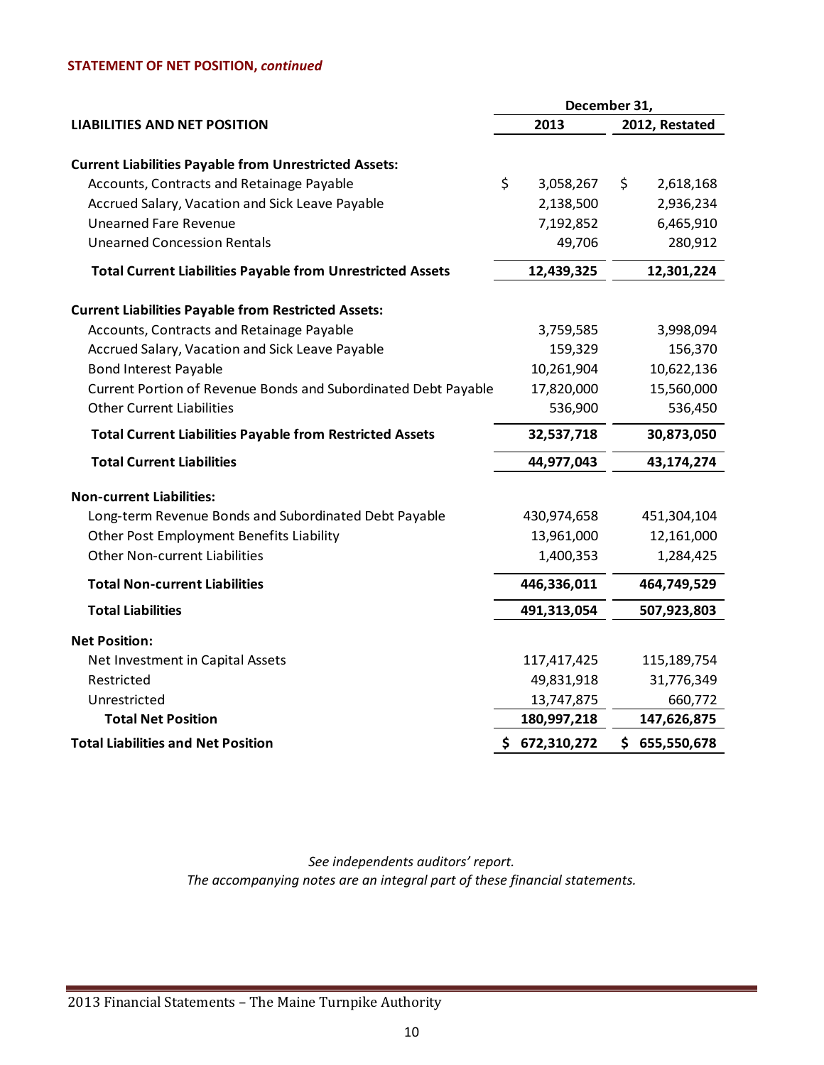**STATEMENT OF NET POSITION, *continued***

| LIABILITIES AND NET POSITION | December 31, 2013 | December 31, 2012, Restated |
|---|---|---|
| **Current Liabilities Payable from Unrestricted Assets:** | | |
| Accounts, Contracts and Retainage Payable | $ 3,058,267 | $ 2,618,168 |
| Accrued Salary, Vacation and Sick Leave Payable | 2,138,500 | 2,936,234 |
| Unearned Fare Revenue | 7,192,852 | 6,465,910 |
| Unearned Concession Rentals | 49,706 | 280,912 |
| **Total Current Liabilities Payable from Unrestricted Assets** | **12,439,325** | **12,301,224** |
| **Current Liabilities Payable from Restricted Assets:** | | |
| Accounts, Contracts and Retainage Payable | 3,759,585 | 3,998,094 |
| Accrued Salary, Vacation and Sick Leave Payable | 159,329 | 156,370 |
| Bond Interest Payable | 10,261,904 | 10,622,136 |
| Current Portion of Revenue Bonds and Subordinated Debt Payable | 17,820,000 | 15,560,000 |
| Other Current Liabilities | 536,900 | 536,450 |
| **Total Current Liabilities Payable from Restricted Assets** | **32,537,718** | **30,873,050** |
| **Total Current Liabilities** | **44,977,043** | **43,174,274** |
| **Non-current Liabilities:** | | |
| Long-term Revenue Bonds and Subordinated Debt Payable | 430,974,658 | 451,304,104 |
| Other Post Employment Benefits Liability | 13,961,000 | 12,161,000 |
| Other Non-current Liabilities | 1,400,353 | 1,284,425 |
| **Total Non-current Liabilities** | **446,336,011** | **464,749,529** |
| **Total Liabilities** | **491,313,054** | **507,923,803** |
| **Net Position:** | | |
| Net Investment in Capital Assets | 117,417,425 | 115,189,754 |
| Restricted | 49,831,918 | 31,776,349 |
| Unrestricted | 13,747,875 | 660,772 |
| **Total Net Position** | **180,997,218** | **147,626,875** |
| **Total Liabilities and Net Position** | **$ 672,310,272** | **$ 655,550,678** |

*See independents auditors' report.*
*The accompanying notes are an integral part of these financial statements.*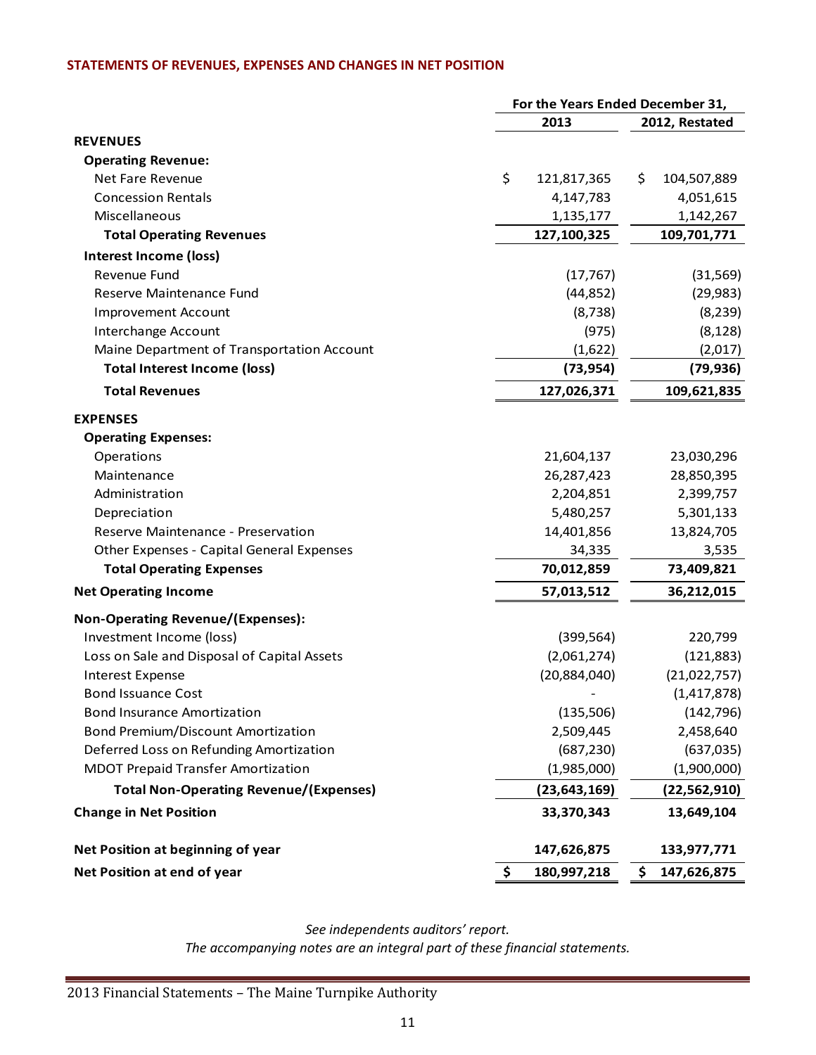## STATEMENTS OF REVENUES, EXPENSES AND CHANGES IN NET POSITION

| | For the Years Ended December 31, | |
|---|---|---|
| | 2013 | 2012, Restated |
| **REVENUES** | | |
| **Operating Revenue:** | | |
| Net Fare Revenue | $ 121,817,365 | $ 104,507,889 |
| Concession Rentals | 4,147,783 | 4,051,615 |
| Miscellaneous | 1,135,177 | 1,142,267 |
| **Total Operating Revenues** | **127,100,325** | **109,701,771** |
| **Interest Income (loss)** | | |
| Revenue Fund | (17,767) | (31,569) |
| Reserve Maintenance Fund | (44,852) | (29,983) |
| Improvement Account | (8,738) | (8,239) |
| Interchange Account | (975) | (8,128) |
| Maine Department of Transportation Account | (1,622) | (2,017) |
| **Total Interest Income (loss)** | **(73,954)** | **(79,936)** |
| **Total Revenues** | **127,026,371** | **109,621,835** |
| **EXPENSES** | | |
| **Operating Expenses:** | | |
| Operations | 21,604,137 | 23,030,296 |
| Maintenance | 26,287,423 | 28,850,395 |
| Administration | 2,204,851 | 2,399,757 |
| Depreciation | 5,480,257 | 5,301,133 |
| Reserve Maintenance - Preservation | 14,401,856 | 13,824,705 |
| Other Expenses - Capital General Expenses | 34,335 | 3,535 |
| **Total Operating Expenses** | **70,012,859** | **73,409,821** |
| **Net Operating Income** | **57,013,512** | **36,212,015** |
| **Non-Operating Revenue/(Expenses):** | | |
| Investment Income (loss) | (399,564) | 220,799 |
| Loss on Sale and Disposal of Capital Assets | (2,061,274) | (121,883) |
| Interest Expense | (20,884,040) | (21,022,757) |
| Bond Issuance Cost | - | (1,417,878) |
| Bond Insurance Amortization | (135,506) | (142,796) |
| Bond Premium/Discount Amortization | 2,509,445 | 2,458,640 |
| Deferred Loss on Refunding Amortization | (687,230) | (637,035) |
| MDOT Prepaid Transfer Amortization | (1,985,000) | (1,900,000) |
| **Total Non-Operating Revenue/(Expenses)** | **(23,643,169)** | **(22,562,910)** |
| **Change in Net Position** | **33,370,343** | **13,649,104** |
| **Net Position at beginning of year** | **147,626,875** | **133,977,771** |
| **Net Position at end of year** | **$ 180,997,218** | **$ 147,626,875** |

*See independents auditors' report.*
*The accompanying notes are an integral part of these financial statements.*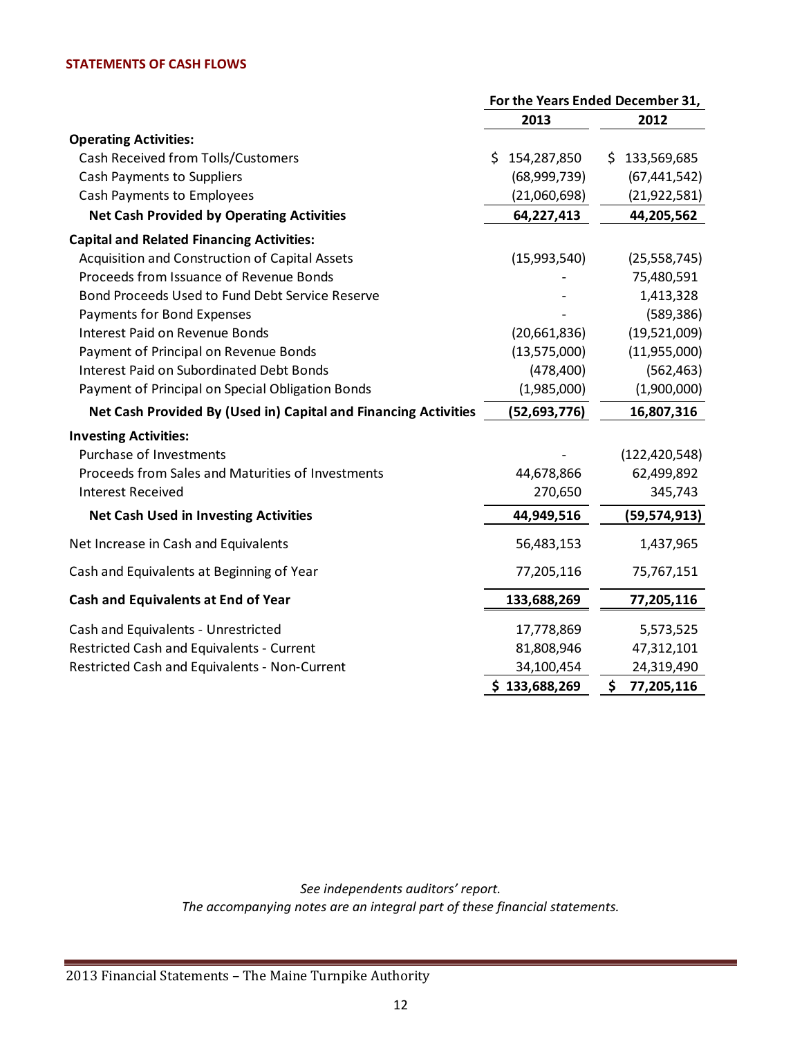## STATEMENTS OF CASH FLOWS

| | For the Years Ended December 31, | |
|---|---|---|
| | **2013** | **2012** |
| **Operating Activities:** | | |
| Cash Received from Tolls/Customers | $ 154,287,850 | $ 133,569,685 |
| Cash Payments to Suppliers | (68,999,739) | (67,441,542) |
| Cash Payments to Employees | (21,060,698) | (21,922,581) |
| **Net Cash Provided by Operating Activities** | **64,227,413** | **44,205,562** |
| **Capital and Related Financing Activities:** | | |
| Acquisition and Construction of Capital Assets | (15,993,540) | (25,558,745) |
| Proceeds from Issuance of Revenue Bonds | - | 75,480,591 |
| Bond Proceeds Used to Fund Debt Service Reserve | - | 1,413,328 |
| Payments for Bond Expenses | - | (589,386) |
| Interest Paid on Revenue Bonds | (20,661,836) | (19,521,009) |
| Payment of Principal on Revenue Bonds | (13,575,000) | (11,955,000) |
| Interest Paid on Subordinated Debt Bonds | (478,400) | (562,463) |
| Payment of Principal on Special Obligation Bonds | (1,985,000) | (1,900,000) |
| **Net Cash Provided By (Used in) Capital and Financing Activities** | **(52,693,776)** | **16,807,316** |
| **Investing Activities:** | | |
| Purchase of Investments | - | (122,420,548) |
| Proceeds from Sales and Maturities of Investments | 44,678,866 | 62,499,892 |
| Interest Received | 270,650 | 345,743 |
| **Net Cash Used in Investing Activities** | **44,949,516** | **(59,574,913)** |
| Net Increase in Cash and Equivalents | 56,483,153 | 1,437,965 |
| Cash and Equivalents at Beginning of Year | 77,205,116 | 75,767,151 |
| **Cash and Equivalents at End of Year** | **133,688,269** | **77,205,116** |
| Cash and Equivalents - Unrestricted | 17,778,869 | 5,573,525 |
| Restricted Cash and Equivalents - Current | 81,808,946 | 47,312,101 |
| Restricted Cash and Equivalents - Non-Current | 34,100,454 | 24,319,490 |
| | **$ 133,688,269** | **$ 77,205,116** |

*See independents auditors' report.*
*The accompanying notes are an integral part of these financial statements.*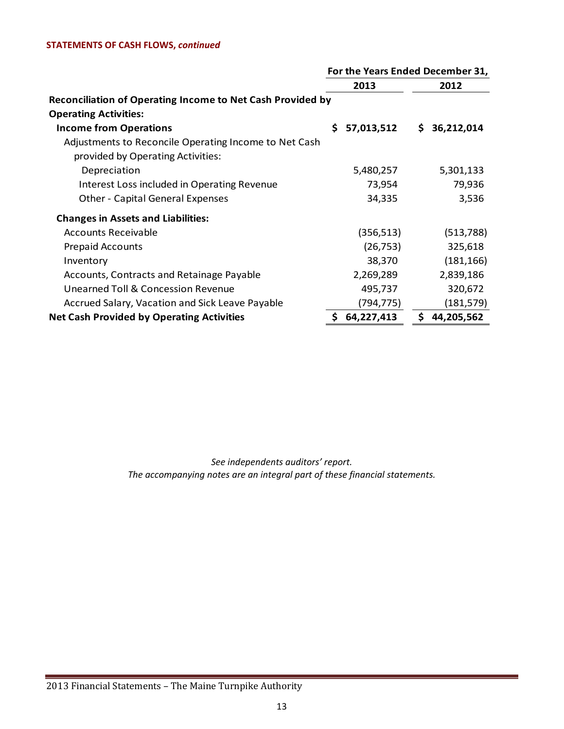**STATEMENTS OF CASH FLOWS, *continued***

| | For the Years Ended December 31, | |
|---|---|---|
| | 2013 | 2012 |
| **Reconciliation of Operating Income to Net Cash Provided by Operating Activities:** | | |
| **Income from Operations** | $ 57,013,512 | $ 36,212,014 |
| Adjustments to Reconcile Operating Income to Net Cash provided by Operating Activities: | | |
| Depreciation | 5,480,257 | 5,301,133 |
| Interest Loss included in Operating Revenue | 73,954 | 79,936 |
| Other - Capital General Expenses | 34,335 | 3,536 |
| **Changes in Assets and Liabilities:** | | |
| Accounts Receivable | (356,513) | (513,788) |
| Prepaid Accounts | (26,753) | 325,618 |
| Inventory | 38,370 | (181,166) |
| Accounts, Contracts and Retainage Payable | 2,269,289 | 2,839,186 |
| Unearned Toll & Concession Revenue | 495,737 | 320,672 |
| Accrued Salary, Vacation and Sick Leave Payable | (794,775) | (181,579) |
| **Net Cash Provided by Operating Activities** | **$ 64,227,413** | **$ 44,205,562** |

*See independents auditors' report.*
*The accompanying notes are an integral part of these financial statements.*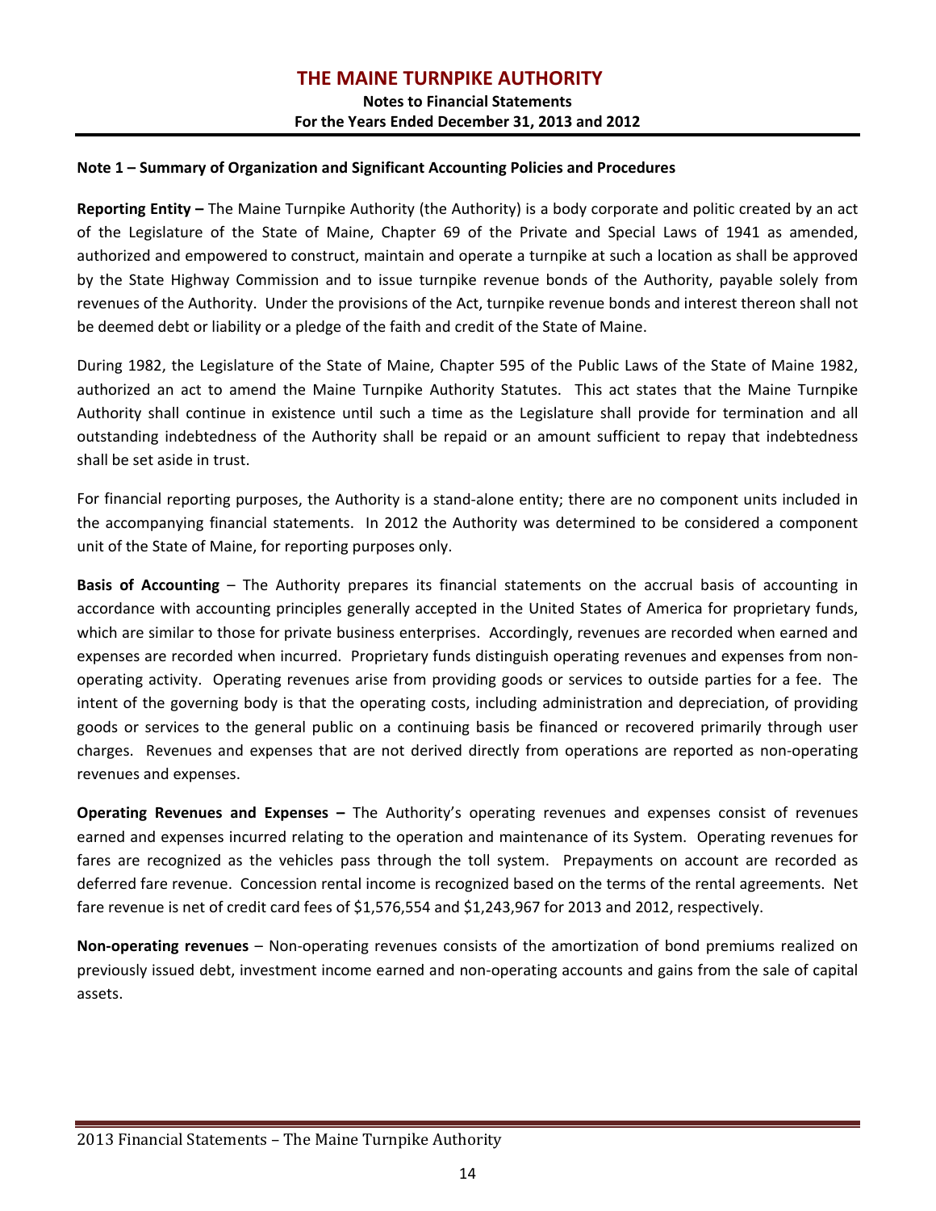## Note 1 – Summary of Organization and Significant Accounting Policies and Procedures

**Reporting Entity –** The Maine Turnpike Authority (the Authority) is a body corporate and politic created by an act of the Legislature of the State of Maine, Chapter 69 of the Private and Special Laws of 1941 as amended, authorized and empowered to construct, maintain and operate a turnpike at such a location as shall be approved by the State Highway Commission and to issue turnpike revenue bonds of the Authority, payable solely from revenues of the Authority. Under the provisions of the Act, turnpike revenue bonds and interest thereon shall not be deemed debt or liability or a pledge of the faith and credit of the State of Maine.

During 1982, the Legislature of the State of Maine, Chapter 595 of the Public Laws of the State of Maine 1982, authorized an act to amend the Maine Turnpike Authority Statutes. This act states that the Maine Turnpike Authority shall continue in existence until such a time as the Legislature shall provide for termination and all outstanding indebtedness of the Authority shall be repaid or an amount sufficient to repay that indebtedness shall be set aside in trust.

For financial reporting purposes, the Authority is a stand-alone entity; there are no component units included in the accompanying financial statements. In 2012 the Authority was determined to be considered a component unit of the State of Maine, for reporting purposes only.

**Basis of Accounting** – The Authority prepares its financial statements on the accrual basis of accounting in accordance with accounting principles generally accepted in the United States of America for proprietary funds, which are similar to those for private business enterprises. Accordingly, revenues are recorded when earned and expenses are recorded when incurred. Proprietary funds distinguish operating revenues and expenses from non-operating activity. Operating revenues arise from providing goods or services to outside parties for a fee. The intent of the governing body is that the operating costs, including administration and depreciation, of providing goods or services to the general public on a continuing basis be financed or recovered primarily through user charges. Revenues and expenses that are not derived directly from operations are reported as non-operating revenues and expenses.

**Operating Revenues and Expenses –** The Authority's operating revenues and expenses consist of revenues earned and expenses incurred relating to the operation and maintenance of its System. Operating revenues for fares are recognized as the vehicles pass through the toll system. Prepayments on account are recorded as deferred fare revenue. Concession rental income is recognized based on the terms of the rental agreements. Net fare revenue is net of credit card fees of $1,576,554 and $1,243,967 for 2013 and 2012, respectively.

**Non-operating revenues** – Non-operating revenues consists of the amortization of bond premiums realized on previously issued debt, investment income earned and non-operating accounts and gains from the sale of capital assets.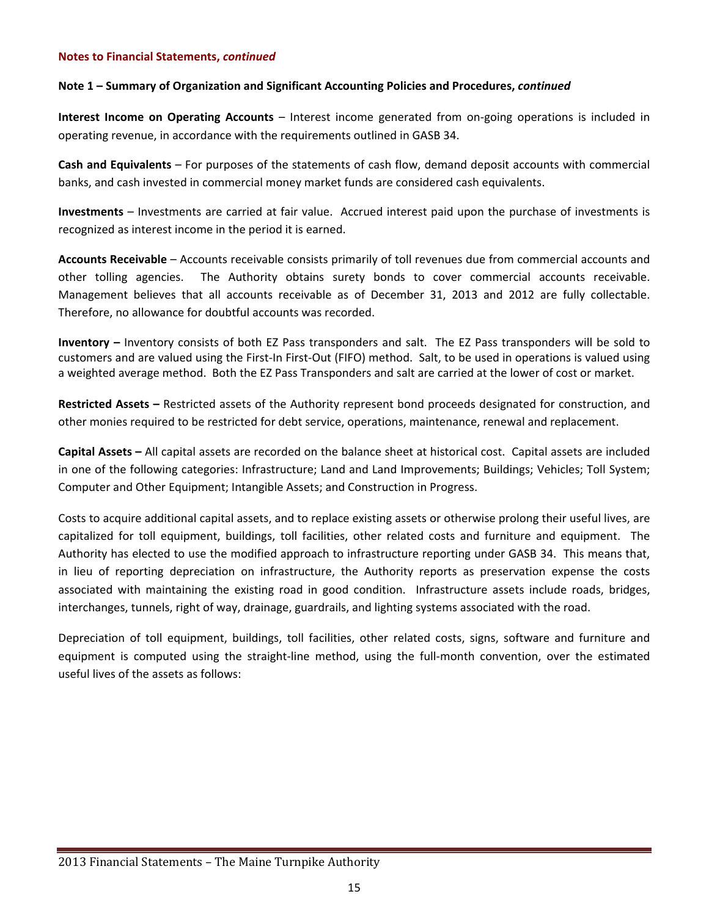**Notes to Financial Statements, *continued***

**Note 1 – Summary of Organization and Significant Accounting Policies and Procedures, *continued***

**Interest Income on Operating Accounts** – Interest income generated from on-going operations is included in operating revenue, in accordance with the requirements outlined in GASB 34.

**Cash and Equivalents** – For purposes of the statements of cash flow, demand deposit accounts with commercial banks, and cash invested in commercial money market funds are considered cash equivalents.

**Investments** – Investments are carried at fair value. Accrued interest paid upon the purchase of investments is recognized as interest income in the period it is earned.

**Accounts Receivable** – Accounts receivable consists primarily of toll revenues due from commercial accounts and other tolling agencies. The Authority obtains surety bonds to cover commercial accounts receivable. Management believes that all accounts receivable as of December 31, 2013 and 2012 are fully collectable. Therefore, no allowance for doubtful accounts was recorded.

**Inventory –** Inventory consists of both EZ Pass transponders and salt. The EZ Pass transponders will be sold to customers and are valued using the First-In First-Out (FIFO) method. Salt, to be used in operations is valued using a weighted average method. Both the EZ Pass Transponders and salt are carried at the lower of cost or market.

**Restricted Assets –** Restricted assets of the Authority represent bond proceeds designated for construction, and other monies required to be restricted for debt service, operations, maintenance, renewal and replacement.

**Capital Assets –** All capital assets are recorded on the balance sheet at historical cost. Capital assets are included in one of the following categories: Infrastructure; Land and Land Improvements; Buildings; Vehicles; Toll System; Computer and Other Equipment; Intangible Assets; and Construction in Progress.

Costs to acquire additional capital assets, and to replace existing assets or otherwise prolong their useful lives, are capitalized for toll equipment, buildings, toll facilities, other related costs and furniture and equipment. The Authority has elected to use the modified approach to infrastructure reporting under GASB 34. This means that, in lieu of reporting depreciation on infrastructure, the Authority reports as preservation expense the costs associated with maintaining the existing road in good condition. Infrastructure assets include roads, bridges, interchanges, tunnels, right of way, drainage, guardrails, and lighting systems associated with the road.

Depreciation of toll equipment, buildings, toll facilities, other related costs, signs, software and furniture and equipment is computed using the straight-line method, using the full-month convention, over the estimated useful lives of the assets as follows: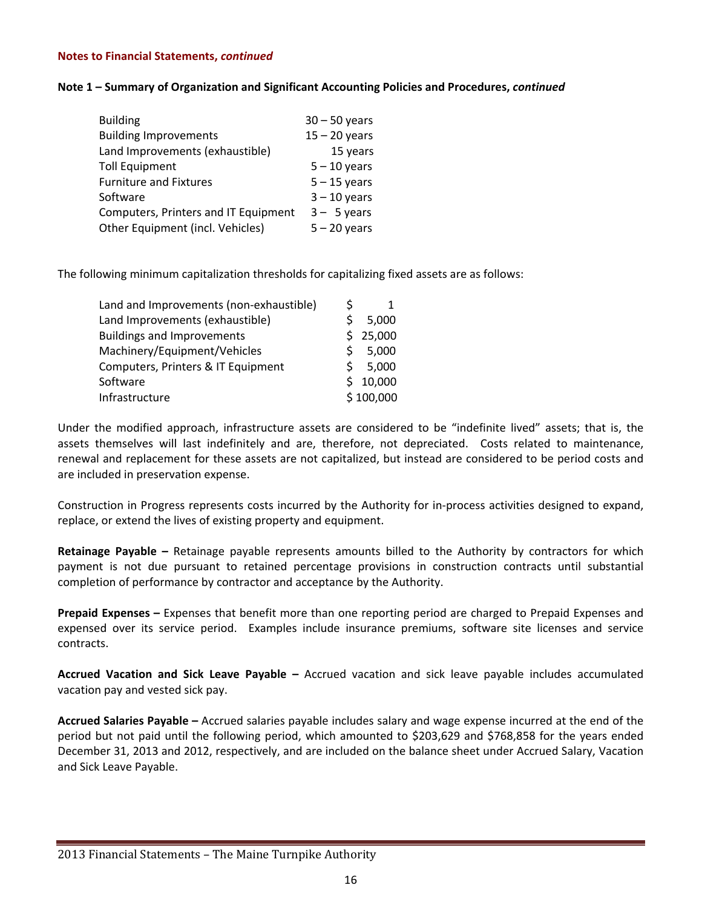**Notes to Financial Statements, *continued***

**Note 1 – Summary of Organization and Significant Accounting Policies and Procedures, *continued***

| | |
|---|---|
| Building | 30 – 50 years |
| Building Improvements | 15 – 20 years |
| Land Improvements (exhaustible) | 15 years |
| Toll Equipment | 5 – 10 years |
| Furniture and Fixtures | 5 – 15 years |
| Software | 3 – 10 years |
| Computers, Printers and IT Equipment | 3 – 5 years |
| Other Equipment (incl. Vehicles) | 5 – 20 years |

The following minimum capitalization thresholds for capitalizing fixed assets are as follows:

| | |
|---|---|
| Land and Improvements (non-exhaustible) | $ 1 |
| Land Improvements (exhaustible) | $ 5,000 |
| Buildings and Improvements | $ 25,000 |
| Machinery/Equipment/Vehicles | $ 5,000 |
| Computers, Printers & IT Equipment | $ 5,000 |
| Software | $ 10,000 |
| Infrastructure | $ 100,000 |

Under the modified approach, infrastructure assets are considered to be "indefinite lived" assets; that is, the assets themselves will last indefinitely and are, therefore, not depreciated. Costs related to maintenance, renewal and replacement for these assets are not capitalized, but instead are considered to be period costs and are included in preservation expense.

Construction in Progress represents costs incurred by the Authority for in-process activities designed to expand, replace, or extend the lives of existing property and equipment.

**Retainage Payable –** Retainage payable represents amounts billed to the Authority by contractors for which payment is not due pursuant to retained percentage provisions in construction contracts until substantial completion of performance by contractor and acceptance by the Authority.

**Prepaid Expenses –** Expenses that benefit more than one reporting period are charged to Prepaid Expenses and expensed over its service period. Examples include insurance premiums, software site licenses and service contracts.

**Accrued Vacation and Sick Leave Payable –** Accrued vacation and sick leave payable includes accumulated vacation pay and vested sick pay.

**Accrued Salaries Payable –** Accrued salaries payable includes salary and wage expense incurred at the end of the period but not paid until the following period, which amounted to $203,629 and $768,858 for the years ended December 31, 2013 and 2012, respectively, and are included on the balance sheet under Accrued Salary, Vacation and Sick Leave Payable.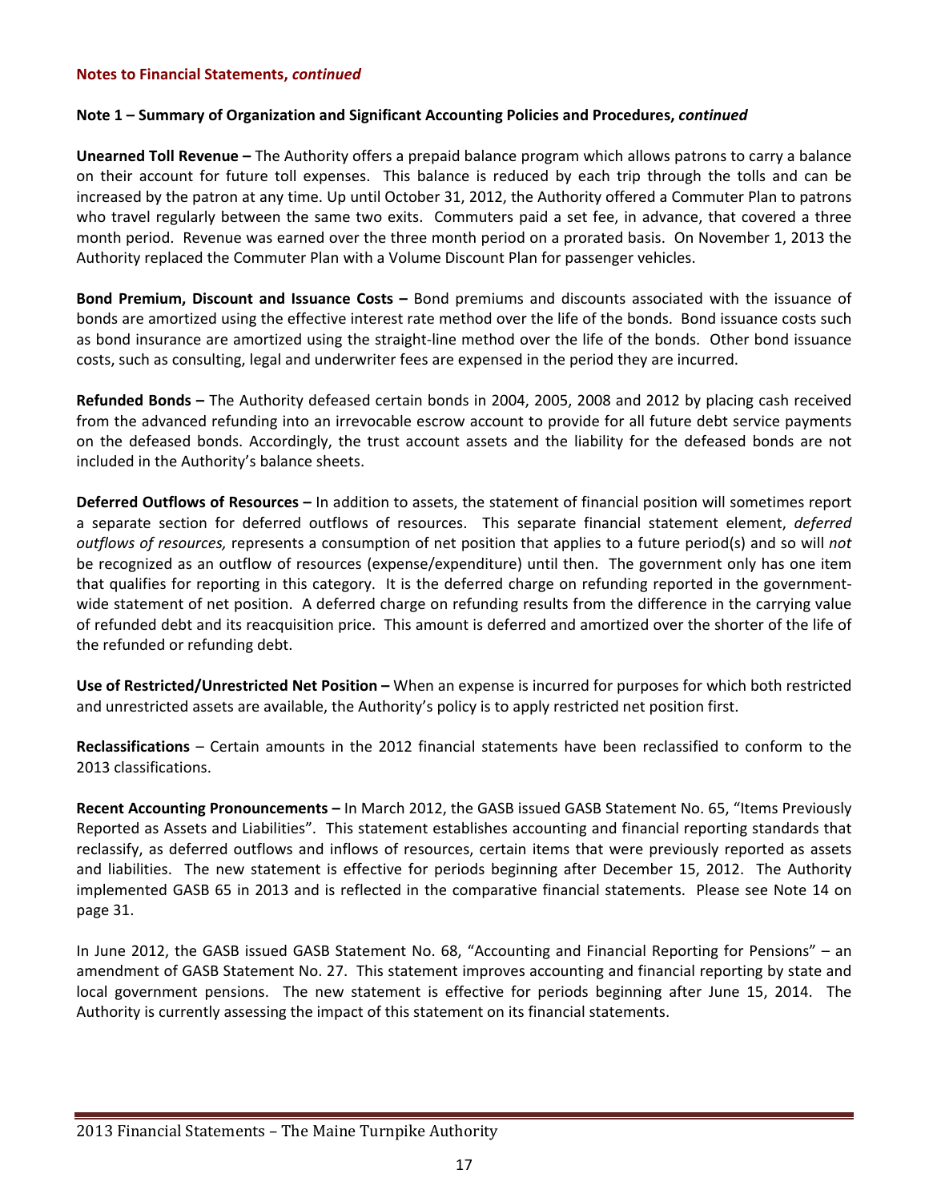**Notes to Financial Statements, *continued***

**Note 1 – Summary of Organization and Significant Accounting Policies and Procedures, *continued***

**Unearned Toll Revenue –** The Authority offers a prepaid balance program which allows patrons to carry a balance on their account for future toll expenses. This balance is reduced by each trip through the tolls and can be increased by the patron at any time. Up until October 31, 2012, the Authority offered a Commuter Plan to patrons who travel regularly between the same two exits. Commuters paid a set fee, in advance, that covered a three month period. Revenue was earned over the three month period on a prorated basis. On November 1, 2013 the Authority replaced the Commuter Plan with a Volume Discount Plan for passenger vehicles.

**Bond Premium, Discount and Issuance Costs –** Bond premiums and discounts associated with the issuance of bonds are amortized using the effective interest rate method over the life of the bonds. Bond issuance costs such as bond insurance are amortized using the straight-line method over the life of the bonds. Other bond issuance costs, such as consulting, legal and underwriter fees are expensed in the period they are incurred.

**Refunded Bonds –** The Authority defeased certain bonds in 2004, 2005, 2008 and 2012 by placing cash received from the advanced refunding into an irrevocable escrow account to provide for all future debt service payments on the defeased bonds. Accordingly, the trust account assets and the liability for the defeased bonds are not included in the Authority's balance sheets.

**Deferred Outflows of Resources –** In addition to assets, the statement of financial position will sometimes report a separate section for deferred outflows of resources. This separate financial statement element, *deferred outflows of resources,* represents a consumption of net position that applies to a future period(s) and so will *not* be recognized as an outflow of resources (expense/expenditure) until then. The government only has one item that qualifies for reporting in this category. It is the deferred charge on refunding reported in the government-wide statement of net position. A deferred charge on refunding results from the difference in the carrying value of refunded debt and its reacquisition price. This amount is deferred and amortized over the shorter of the life of the refunded or refunding debt.

**Use of Restricted/Unrestricted Net Position –** When an expense is incurred for purposes for which both restricted and unrestricted assets are available, the Authority's policy is to apply restricted net position first.

**Reclassifications** – Certain amounts in the 2012 financial statements have been reclassified to conform to the 2013 classifications.

**Recent Accounting Pronouncements –** In March 2012, the GASB issued GASB Statement No. 65, "Items Previously Reported as Assets and Liabilities". This statement establishes accounting and financial reporting standards that reclassify, as deferred outflows and inflows of resources, certain items that were previously reported as assets and liabilities. The new statement is effective for periods beginning after December 15, 2012. The Authority implemented GASB 65 in 2013 and is reflected in the comparative financial statements. Please see Note 14 on page 31.

In June 2012, the GASB issued GASB Statement No. 68, "Accounting and Financial Reporting for Pensions" – an amendment of GASB Statement No. 27. This statement improves accounting and financial reporting by state and local government pensions. The new statement is effective for periods beginning after June 15, 2014. The Authority is currently assessing the impact of this statement on its financial statements.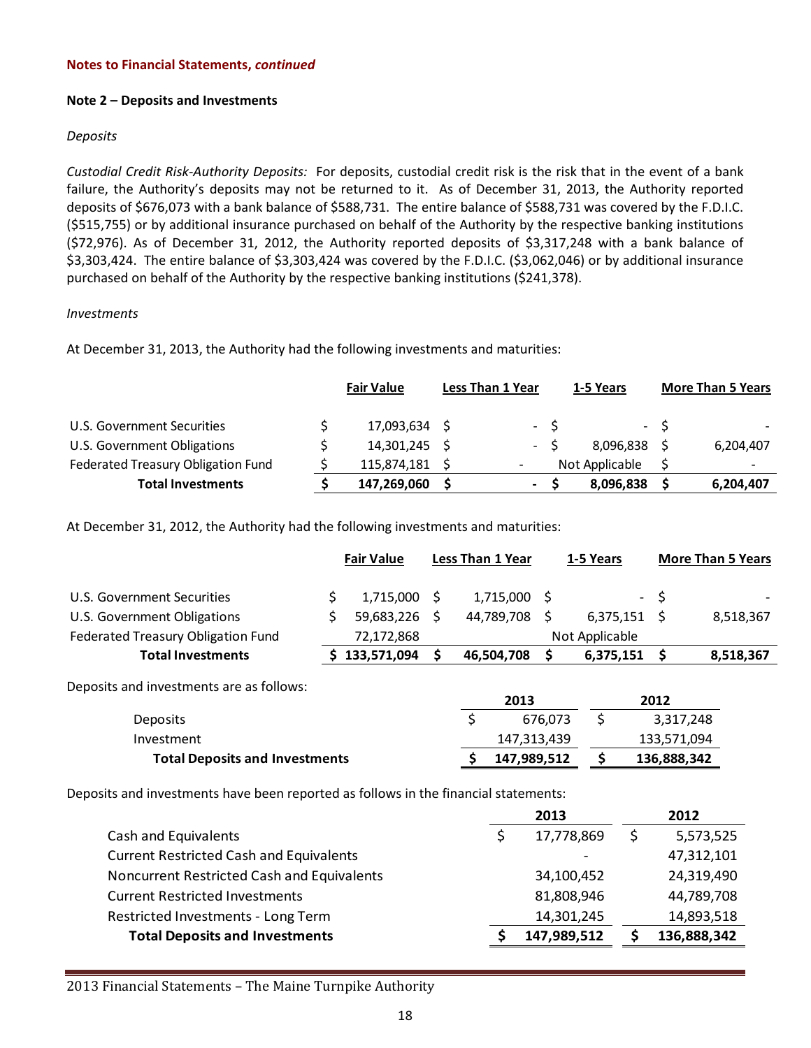**Notes to Financial Statements, *continued***

**Note 2 – Deposits and Investments**

*Deposits*

*Custodial Credit Risk-Authority Deposits:* For deposits, custodial credit risk is the risk that in the event of a bank failure, the Authority's deposits may not be returned to it. As of December 31, 2013, the Authority reported deposits of $676,073 with a bank balance of $588,731. The entire balance of $588,731 was covered by the F.D.I.C. ($515,755) or by additional insurance purchased on behalf of the Authority by the respective banking institutions ($72,976). As of December 31, 2012, the Authority reported deposits of $3,317,248 with a bank balance of $3,303,424. The entire balance of $3,303,424 was covered by the F.D.I.C. ($3,062,046) or by additional insurance purchased on behalf of the Authority by the respective banking institutions ($241,378).

*Investments*

At December 31, 2013, the Authority had the following investments and maturities:

| | Fair Value | Less Than 1 Year | 1-5 Years | More Than 5 Years |
|---|---|---|---|---|
| U.S. Government Securities | $ 17,093,634 | $ - | $ - | $ - |
| U.S. Government Obligations | $ 14,301,245 | $ - | $ 8,096,838 | $ 6,204,407 |
| Federated Treasury Obligation Fund | $ 115,874,181 | $ - | Not Applicable | $ - |
| **Total Investments** | **$ 147,269,060** | **$ -** | **$ 8,096,838** | **$ 6,204,407** |

At December 31, 2012, the Authority had the following investments and maturities:

| | Fair Value | Less Than 1 Year | 1-5 Years | More Than 5 Years |
|---|---|---|---|---|
| U.S. Government Securities | $ 1,715,000 | $ 1,715,000 | $ - | $ - |
| U.S. Government Obligations | $ 59,683,226 | $ 44,789,708 | $ 6,375,151 | $ 8,518,367 |
| Federated Treasury Obligation Fund | 72,172,868 | | Not Applicable | |
| **Total Investments** | **$ 133,571,094** | **$ 46,504,708** | **$ 6,375,151** | **$ 8,518,367** |

Deposits and investments are as follows:

| | 2013 | 2012 |
|---|---|---|
| Deposits | $ 676,073 | $ 3,317,248 |
| Investment | 147,313,439 | 133,571,094 |
| **Total Deposits and Investments** | **$ 147,989,512** | **$ 136,888,342** |

Deposits and investments have been reported as follows in the financial statements:

| | 2013 | 2012 |
|---|---|---|
| Cash and Equivalents | $ 17,778,869 | $ 5,573,525 |
| Current Restricted Cash and Equivalents | - | 47,312,101 |
| Noncurrent Restricted Cash and Equivalents | 34,100,452 | 24,319,490 |
| Current Restricted Investments | 81,808,946 | 44,789,708 |
| Restricted Investments - Long Term | 14,301,245 | 14,893,518 |
| **Total Deposits and Investments** | **$ 147,989,512** | **$ 136,888,342** |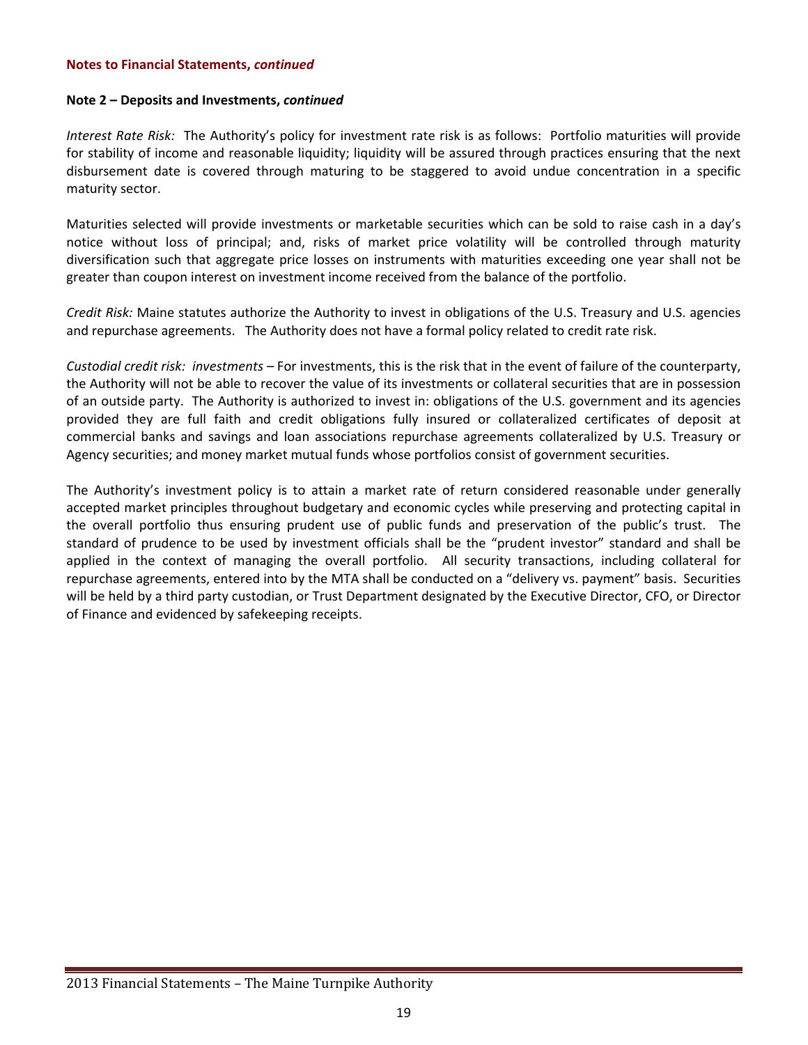**Notes to Financial Statements, *continued***

**Note 2 – Deposits and Investments, *continued***

*Interest Rate Risk:* The Authority's policy for investment rate risk is as follows: Portfolio maturities will provide for stability of income and reasonable liquidity; liquidity will be assured through practices ensuring that the next disbursement date is covered through maturing to be staggered to avoid undue concentration in a specific maturity sector.

Maturities selected will provide investments or marketable securities which can be sold to raise cash in a day's notice without loss of principal; and, risks of market price volatility will be controlled through maturity diversification such that aggregate price losses on instruments with maturities exceeding one year shall not be greater than coupon interest on investment income received from the balance of the portfolio.

*Credit Risk:* Maine statutes authorize the Authority to invest in obligations of the U.S. Treasury and U.S. agencies and repurchase agreements. The Authority does not have a formal policy related to credit rate risk.

*Custodial credit risk: investments* – For investments, this is the risk that in the event of failure of the counterparty, the Authority will not be able to recover the value of its investments or collateral securities that are in possession of an outside party. The Authority is authorized to invest in: obligations of the U.S. government and its agencies provided they are full faith and credit obligations fully insured or collateralized certificates of deposit at commercial banks and savings and loan associations repurchase agreements collateralized by U.S. Treasury or Agency securities; and money market mutual funds whose portfolios consist of government securities.

The Authority's investment policy is to attain a market rate of return considered reasonable under generally accepted market principles throughout budgetary and economic cycles while preserving and protecting capital in the overall portfolio thus ensuring prudent use of public funds and preservation of the public's trust. The standard of prudence to be used by investment officials shall be the "prudent investor" standard and shall be applied in the context of managing the overall portfolio. All security transactions, including collateral for repurchase agreements, entered into by the MTA shall be conducted on a "delivery vs. payment" basis. Securities will be held by a third party custodian, or Trust Department designated by the Executive Director, CFO, or Director of Finance and evidenced by safekeeping receipts.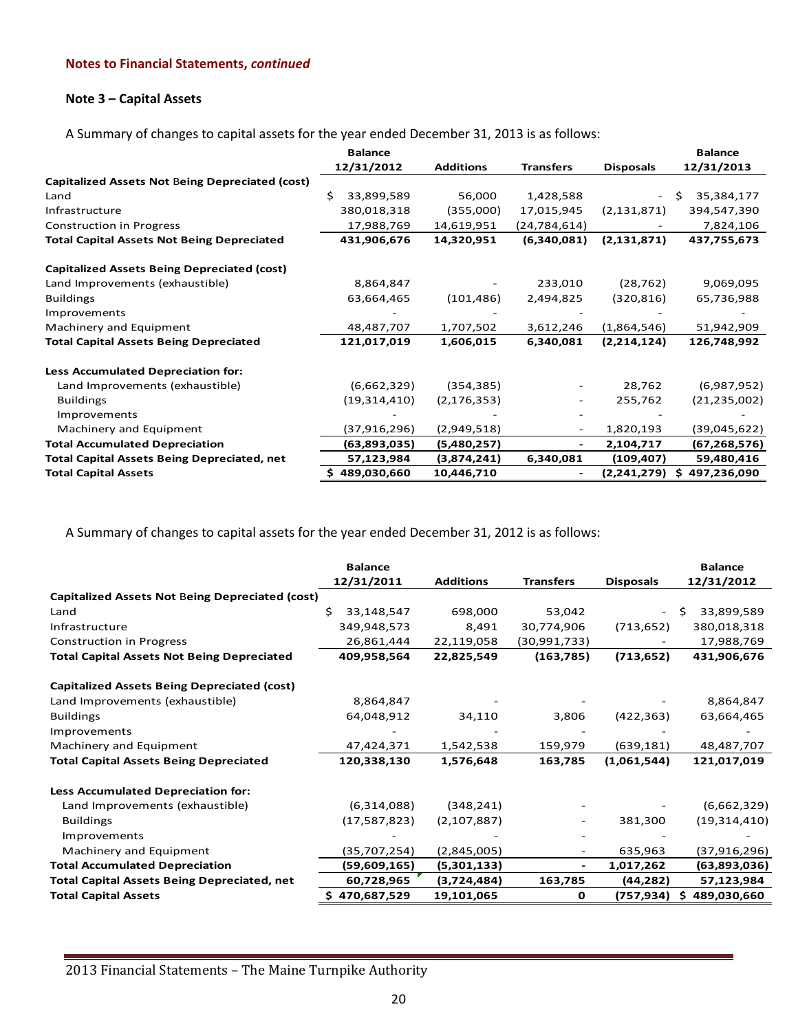**Notes to Financial Statements, *continued***

### Note 3 – Capital Assets

A Summary of changes to capital assets for the year ended December 31, 2013 is as follows:

| | Balance 12/31/2012 | Additions | Transfers | Disposals | Balance 12/31/2013 |
|---|---|---|---|---|---|
| **Capitalized Assets Not Being Depreciated (cost)** | | | | | |
| Land | $ 33,899,589 | 56,000 | 1,428,588 | - | $ 35,384,177 |
| Infrastructure | 380,018,318 | (355,000) | 17,015,945 | (2,131,871) | 394,547,390 |
| Construction in Progress | 17,988,769 | 14,619,951 | (24,784,614) | - | 7,824,106 |
| **Total Capital Assets Not Being Depreciated** | **431,906,676** | **14,320,951** | **(6,340,081)** | **(2,131,871)** | **437,755,673** |
| | | | | | |
| **Capitalized Assets Being Depreciated (cost)** | | | | | |
| Land Improvements (exhaustible) | 8,864,847 | - | 233,010 | (28,762) | 9,069,095 |
| Buildings | 63,664,465 | (101,486) | 2,494,825 | (320,816) | 65,736,988 |
| Improvements | - | - | - | - | - |
| Machinery and Equipment | 48,487,707 | 1,707,502 | 3,612,246 | (1,864,546) | 51,942,909 |
| **Total Capital Assets Being Depreciated** | **121,017,019** | **1,606,015** | **6,340,081** | **(2,214,124)** | **126,748,992** |
| | | | | | |
| **Less Accumulated Depreciation for:** | | | | | |
| Land Improvements (exhaustible) | (6,662,329) | (354,385) | - | 28,762 | (6,987,952) |
| Buildings | (19,314,410) | (2,176,353) | - | 255,762 | (21,235,002) |
| Improvements | - | - | - | - | - |
| Machinery and Equipment | (37,916,296) | (2,949,518) | - | 1,820,193 | (39,045,622) |
| **Total Accumulated Depreciation** | **(63,893,035)** | **(5,480,257)** | **-** | **2,104,717** | **(67,268,576)** |
| **Total Capital Assets Being Depreciated, net** | **57,123,984** | **(3,874,241)** | **6,340,081** | **(109,407)** | **59,480,416** |
| **Total Capital Assets** | **$ 489,030,660** | **10,446,710** | **-** | **(2,241,279)** | **$ 497,236,090** |

A Summary of changes to capital assets for the year ended December 31, 2012 is as follows:

| | Balance 12/31/2011 | Additions | Transfers | Disposals | Balance 12/31/2012 |
|---|---|---|---|---|---|
| **Capitalized Assets Not Being Depreciated (cost)** | | | | | |
| Land | $ 33,148,547 | 698,000 | 53,042 | - | $ 33,899,589 |
| Infrastructure | 349,948,573 | 8,491 | 30,774,906 | (713,652) | 380,018,318 |
| Construction in Progress | 26,861,444 | 22,119,058 | (30,991,733) | - | 17,988,769 |
| **Total Capital Assets Not Being Depreciated** | **409,958,564** | **22,825,549** | **(163,785)** | **(713,652)** | **431,906,676** |
| | | | | | |
| **Capitalized Assets Being Depreciated (cost)** | | | | | |
| Land Improvements (exhaustible) | 8,864,847 | - | - | - | 8,864,847 |
| Buildings | 64,048,912 | 34,110 | 3,806 | (422,363) | 63,664,465 |
| Improvements | - | - | - | - | - |
| Machinery and Equipment | 47,424,371 | 1,542,538 | 159,979 | (639,181) | 48,487,707 |
| **Total Capital Assets Being Depreciated** | **120,338,130** | **1,576,648** | **163,785** | **(1,061,544)** | **121,017,019** |
| | | | | | |
| **Less Accumulated Depreciation for:** | | | | | |
| Land Improvements (exhaustible) | (6,314,088) | (348,241) | - | - | (6,662,329) |
| Buildings | (17,587,823) | (2,107,887) | - | 381,300 | (19,314,410) |
| Improvements | - | - | - | - | - |
| Machinery and Equipment | (35,707,254) | (2,845,005) | - | 635,963 | (37,916,296) |
| **Total Accumulated Depreciation** | **(59,609,165)** | **(5,301,133)** | **-** | **1,017,262** | **(63,893,036)** |
| **Total Capital Assets Being Depreciated, net** | **60,728,965** | **(3,724,484)** | **163,785** | **(44,282)** | **57,123,984** |
| **Total Capital Assets** | **$ 470,687,529** | **19,101,065** | **0** | **(757,934)** | **$ 489,030,660** |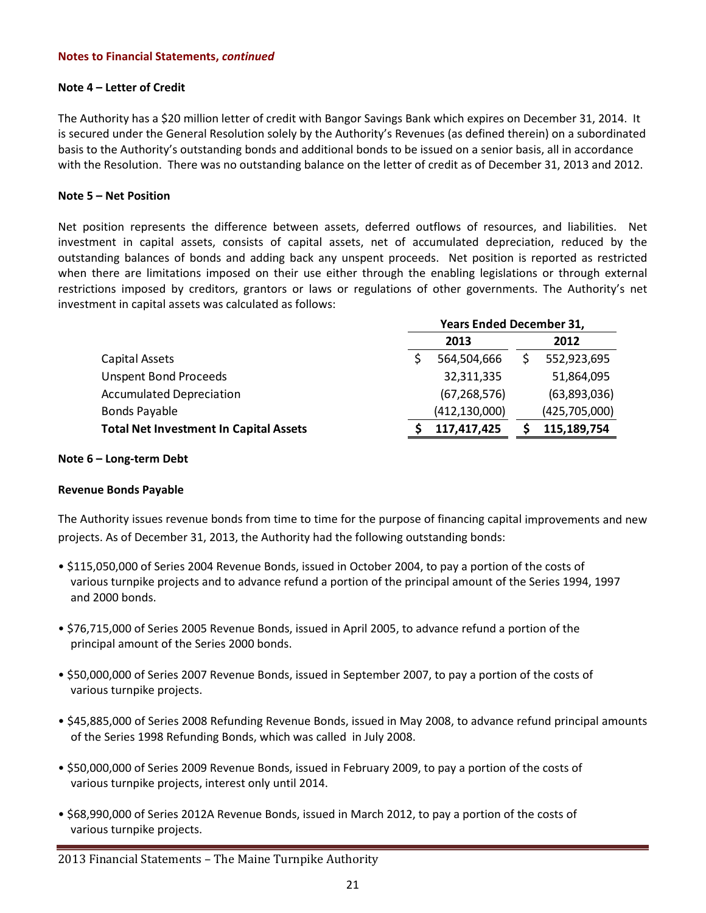**Notes to Financial Statements, *continued***

**Note 4 – Letter of Credit**

The Authority has a $20 million letter of credit with Bangor Savings Bank which expires on December 31, 2014. It is secured under the General Resolution solely by the Authority's Revenues (as defined therein) on a subordinated basis to the Authority's outstanding bonds and additional bonds to be issued on a senior basis, all in accordance with the Resolution. There was no outstanding balance on the letter of credit as of December 31, 2013 and 2012.

**Note 5 – Net Position**

Net position represents the difference between assets, deferred outflows of resources, and liabilities. Net investment in capital assets, consists of capital assets, net of accumulated depreciation, reduced by the outstanding balances of bonds and adding back any unspent proceeds. Net position is reported as restricted when there are limitations imposed on their use either through the enabling legislations or through external restrictions imposed by creditors, grantors or laws or regulations of other governments. The Authority's net investment in capital assets was calculated as follows:

| | Years Ended December 31, | |
|---|---|---|
| | **2013** | **2012** |
| Capital Assets | $ 564,504,666 | $ 552,923,695 |
| Unspent Bond Proceeds | 32,311,335 | 51,864,095 |
| Accumulated Depreciation | (67,268,576) | (63,893,036) |
| Bonds Payable | (412,130,000) | (425,705,000) |
| **Total Net Investment In Capital Assets** | **$ 117,417,425** | **$ 115,189,754** |

**Note 6 – Long-term Debt**

**Revenue Bonds Payable**

The Authority issues revenue bonds from time to time for the purpose of financing capital improvements and new projects. As of December 31, 2013, the Authority had the following outstanding bonds:

- $115,050,000 of Series 2004 Revenue Bonds, issued in October 2004, to pay a portion of the costs of various turnpike projects and to advance refund a portion of the principal amount of the Series 1994, 1997 and 2000 bonds.
- $76,715,000 of Series 2005 Revenue Bonds, issued in April 2005, to advance refund a portion of the principal amount of the Series 2000 bonds.
- $50,000,000 of Series 2007 Revenue Bonds, issued in September 2007, to pay a portion of the costs of various turnpike projects.
- $45,885,000 of Series 2008 Refunding Revenue Bonds, issued in May 2008, to advance refund principal amounts of the Series 1998 Refunding Bonds, which was called in July 2008.
- $50,000,000 of Series 2009 Revenue Bonds, issued in February 2009, to pay a portion of the costs of various turnpike projects, interest only until 2014.
- $68,990,000 of Series 2012A Revenue Bonds, issued in March 2012, to pay a portion of the costs of various turnpike projects.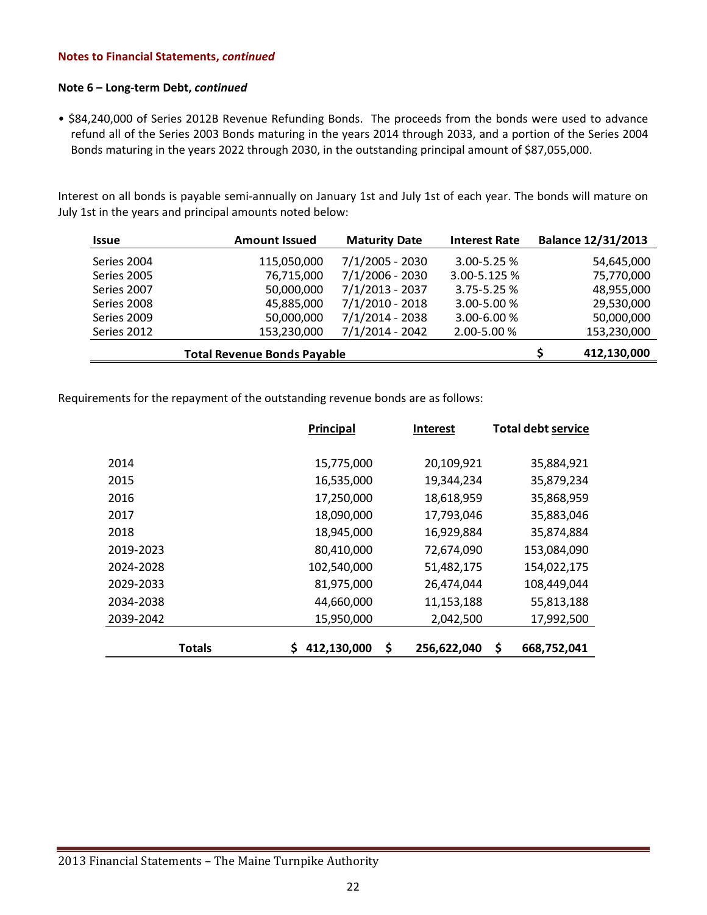**Notes to Financial Statements, *continued***

**Note 6 – Long-term Debt, *continued***

- $84,240,000 of Series 2012B Revenue Refunding Bonds. The proceeds from the bonds were used to advance refund all of the Series 2003 Bonds maturing in the years 2014 through 2033, and a portion of the Series 2004 Bonds maturing in the years 2022 through 2030, in the outstanding principal amount of $87,055,000.

Interest on all bonds is payable semi-annually on January 1st and July 1st of each year. The bonds will mature on July 1st in the years and principal amounts noted below:

| Issue | Amount Issued | Maturity Date | Interest Rate | Balance 12/31/2013 |
|---|---|---|---|---|
| Series 2004 | 115,050,000 | 7/1/2005 - 2030 | 3.00-5.25 % | 54,645,000 |
| Series 2005 | 76,715,000 | 7/1/2006 - 2030 | 3.00-5.125 % | 75,770,000 |
| Series 2007 | 50,000,000 | 7/1/2013 - 2037 | 3.75-5.25 % | 48,955,000 |
| Series 2008 | 45,885,000 | 7/1/2010 - 2018 | 3.00-5.00 % | 29,530,000 |
| Series 2009 | 50,000,000 | 7/1/2014 - 2038 | 3.00-6.00 % | 50,000,000 |
| Series 2012 | 153,230,000 | 7/1/2014 - 2042 | 2.00-5.00 % | 153,230,000 |
| **Total Revenue Bonds Payable** | | | | **$ 412,130,000** |

Requirements for the repayment of the outstanding revenue bonds are as follows:

| | Principal | Interest | Total debt service |
|---|---|---|---|
| 2014 | 15,775,000 | 20,109,921 | 35,884,921 |
| 2015 | 16,535,000 | 19,344,234 | 35,879,234 |
| 2016 | 17,250,000 | 18,618,959 | 35,868,959 |
| 2017 | 18,090,000 | 17,793,046 | 35,883,046 |
| 2018 | 18,945,000 | 16,929,884 | 35,874,884 |
| 2019-2023 | 80,410,000 | 72,674,090 | 153,084,090 |
| 2024-2028 | 102,540,000 | 51,482,175 | 154,022,175 |
| 2029-2033 | 81,975,000 | 26,474,044 | 108,449,044 |
| 2034-2038 | 44,660,000 | 11,153,188 | 55,813,188 |
| 2039-2042 | 15,950,000 | 2,042,500 | 17,992,500 |
| **Totals** | **$ 412,130,000** | **$ 256,622,040** | **$ 668,752,041** |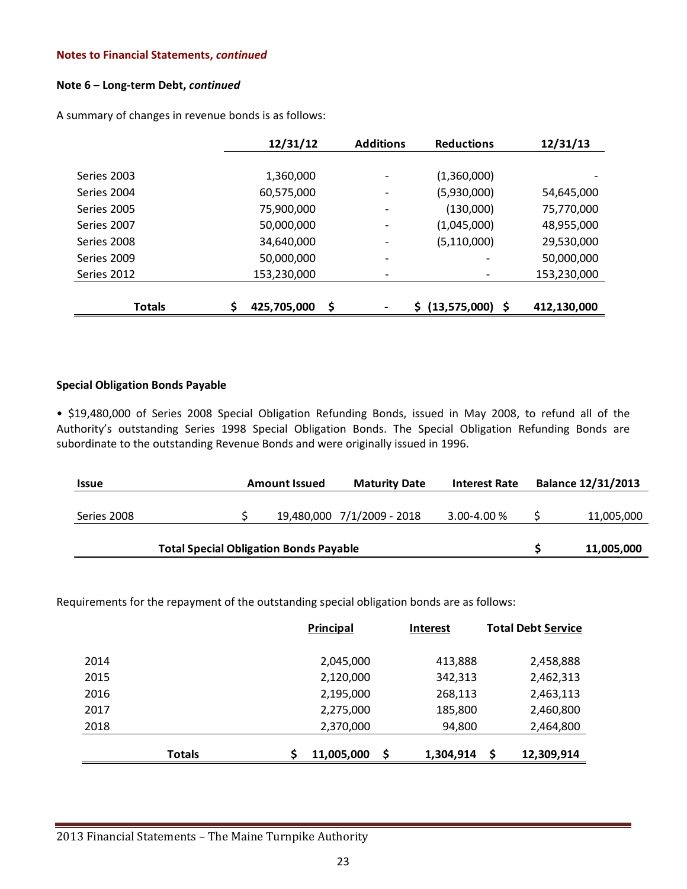**Notes to Financial Statements, *continued***

**Note 6 – Long-term Debt, *continued***

A summary of changes in revenue bonds is as follows:

| | 12/31/12 | Additions | Reductions | 12/31/13 |
|---|---|---|---|---|
| Series 2003 | 1,360,000 | - | (1,360,000) | - |
| Series 2004 | 60,575,000 | - | (5,930,000) | 54,645,000 |
| Series 2005 | 75,900,000 | - | (130,000) | 75,770,000 |
| Series 2007 | 50,000,000 | - | (1,045,000) | 48,955,000 |
| Series 2008 | 34,640,000 | - | (5,110,000) | 29,530,000 |
| Series 2009 | 50,000,000 | - | - | 50,000,000 |
| Series 2012 | 153,230,000 | - | - | 153,230,000 |
| **Totals** | **$ 425,705,000** | **$ -** | **$ (13,575,000)** | **$ 412,130,000** |

**Special Obligation Bonds Payable**

• $19,480,000 of Series 2008 Special Obligation Refunding Bonds, issued in May 2008, to refund all of the Authority's outstanding Series 1998 Special Obligation Bonds. The Special Obligation Refunding Bonds are subordinate to the outstanding Revenue Bonds and were originally issued in 1996.

| Issue | Amount Issued | Maturity Date | Interest Rate | Balance 12/31/2013 |
|---|---|---|---|---|
| Series 2008 | $ 19,480,000 | 7/1/2009 - 2018 | 3.00-4.00 % | $ 11,005,000 |
| **Total Special Obligation Bonds Payable** | | | | **$ 11,005,000** |

Requirements for the repayment of the outstanding special obligation bonds are as follows:

| | Principal | Interest | Total Debt Service |
|---|---|---|---|
| 2014 | 2,045,000 | 413,888 | 2,458,888 |
| 2015 | 2,120,000 | 342,313 | 2,462,313 |
| 2016 | 2,195,000 | 268,113 | 2,463,113 |
| 2017 | 2,275,000 | 185,800 | 2,460,800 |
| 2018 | 2,370,000 | 94,800 | 2,464,800 |
| **Totals** | **$ 11,005,000** | **$ 1,304,914** | **$ 12,309,914** |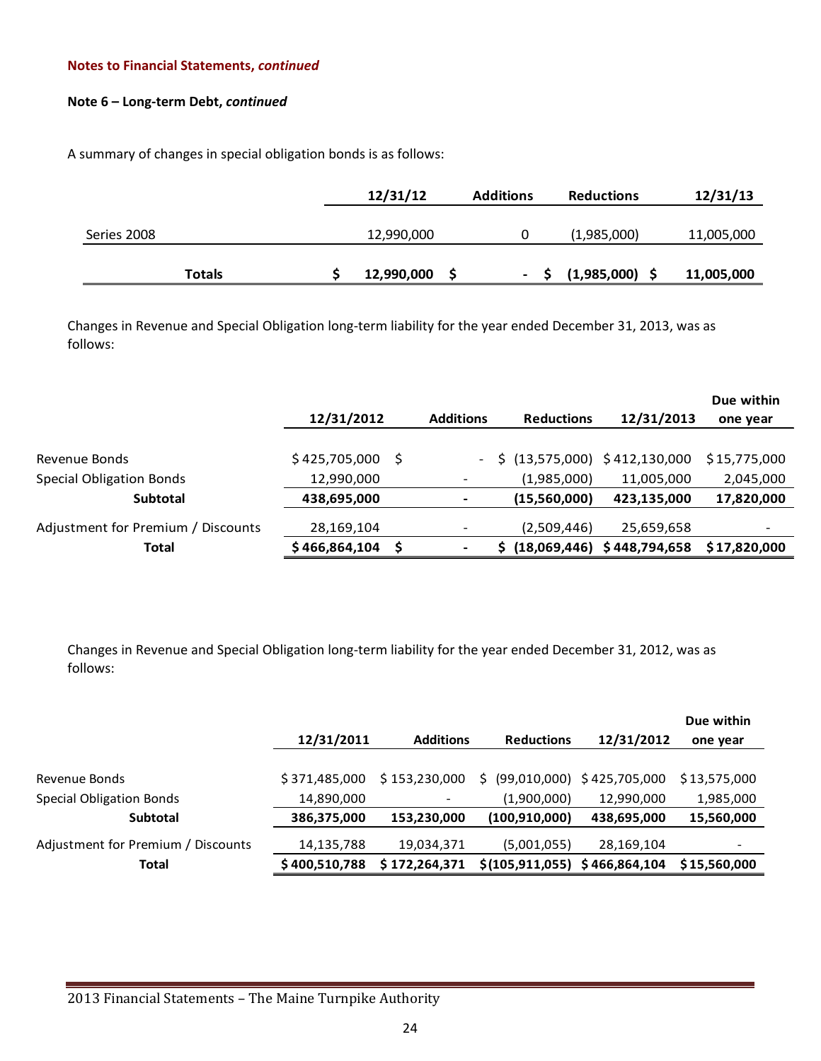**Notes to Financial Statements, *continued***

**Note 6 – Long-term Debt, *continued***

A summary of changes in special obligation bonds is as follows:

| | 12/31/12 | Additions | Reductions | 12/31/13 |
|---|---|---|---|---|
| Series 2008 | 12,990,000 | 0 | (1,985,000) | 11,005,000 |
| **Totals** | **$ 12,990,000** | **$ -** | **$ (1,985,000)** | **$ 11,005,000** |

Changes in Revenue and Special Obligation long-term liability for the year ended December 31, 2013, was as follows:

| | 12/31/2012 | Additions | Reductions | 12/31/2013 | Due within one year |
|---|---|---|---|---|---|
| Revenue Bonds | $ 425,705,000 | $ - | $ (13,575,000) | $ 412,130,000 | $ 15,775,000 |
| Special Obligation Bonds | 12,990,000 | - | (1,985,000) | 11,005,000 | 2,045,000 |
| **Subtotal** | **438,695,000** | **-** | **(15,560,000)** | **423,135,000** | **17,820,000** |
| Adjustment for Premium / Discounts | 28,169,104 | - | (2,509,446) | 25,659,658 | - |
| **Total** | **$ 466,864,104** | **$ -** | **$ (18,069,446)** | **$ 448,794,658** | **$ 17,820,000** |

Changes in Revenue and Special Obligation long-term liability for the year ended December 31, 2012, was as follows:

| | 12/31/2011 | Additions | Reductions | 12/31/2012 | Due within one year |
|---|---|---|---|---|---|
| Revenue Bonds | $ 371,485,000 | $ 153,230,000 | $ (99,010,000) | $ 425,705,000 | $ 13,575,000 |
| Special Obligation Bonds | 14,890,000 | - | (1,900,000) | 12,990,000 | 1,985,000 |
| **Subtotal** | **386,375,000** | **153,230,000** | **(100,910,000)** | **438,695,000** | **15,560,000** |
| Adjustment for Premium / Discounts | 14,135,788 | 19,034,371 | (5,001,055) | 28,169,104 | - |
| **Total** | **$ 400,510,788** | **$ 172,264,371** | **$ (105,911,055)** | **$ 466,864,104** | **$ 15,560,000** |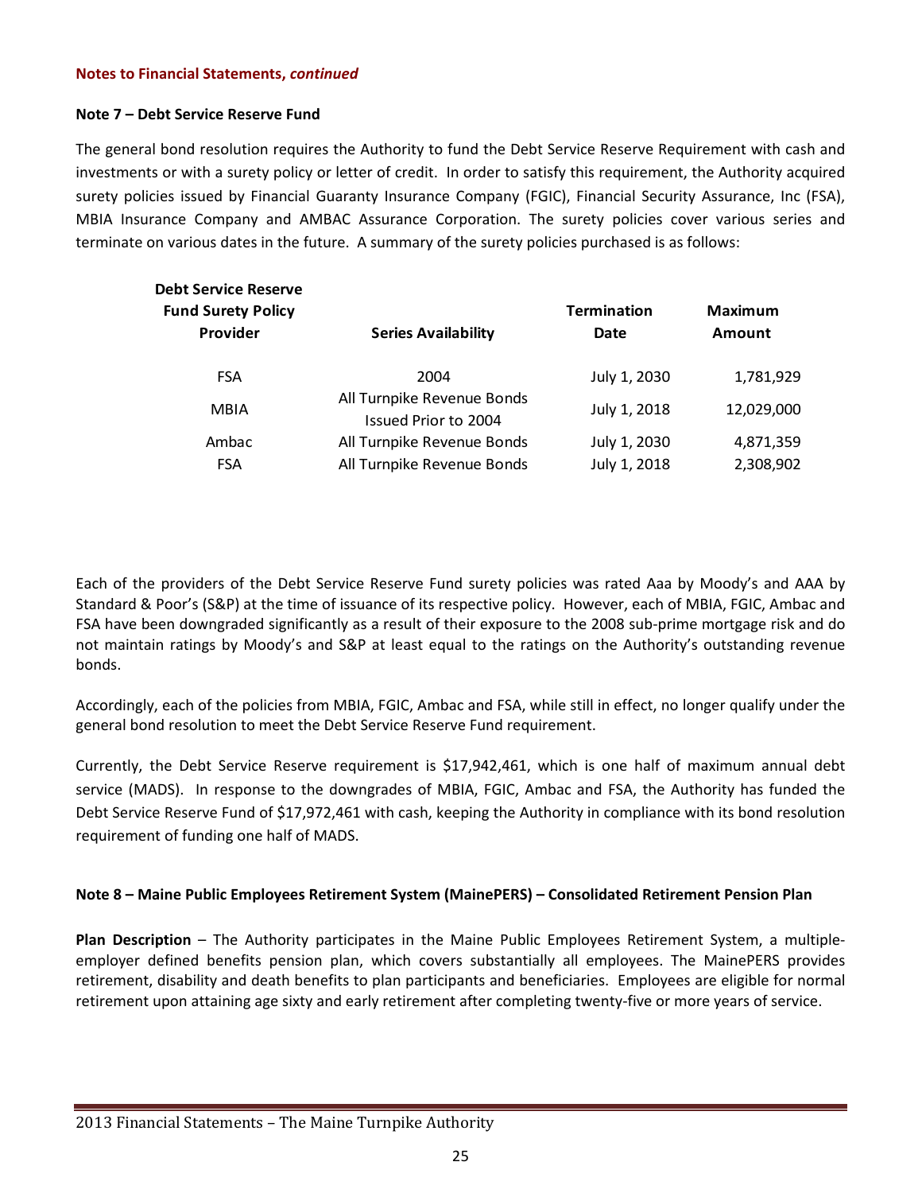**Notes to Financial Statements, *continued***

**Note 7 – Debt Service Reserve Fund**

The general bond resolution requires the Authority to fund the Debt Service Reserve Requirement with cash and investments or with a surety policy or letter of credit. In order to satisfy this requirement, the Authority acquired surety policies issued by Financial Guaranty Insurance Company (FGIC), Financial Security Assurance, Inc (FSA), MBIA Insurance Company and AMBAC Assurance Corporation. The surety policies cover various series and terminate on various dates in the future. A summary of the surety policies purchased is as follows:

| Debt Service Reserve Fund Surety Policy Provider | Series Availability | Termination Date | Maximum Amount |
|---|---|---|---|
| FSA | 2004 | July 1, 2030 | 1,781,929 |
| MBIA | All Turnpike Revenue Bonds Issued Prior to 2004 | July 1, 2018 | 12,029,000 |
| Ambac | All Turnpike Revenue Bonds | July 1, 2030 | 4,871,359 |
| FSA | All Turnpike Revenue Bonds | July 1, 2018 | 2,308,902 |

Each of the providers of the Debt Service Reserve Fund surety policies was rated Aaa by Moody's and AAA by Standard & Poor's (S&P) at the time of issuance of its respective policy. However, each of MBIA, FGIC, Ambac and FSA have been downgraded significantly as a result of their exposure to the 2008 sub-prime mortgage risk and do not maintain ratings by Moody's and S&P at least equal to the ratings on the Authority's outstanding revenue bonds.

Accordingly, each of the policies from MBIA, FGIC, Ambac and FSA, while still in effect, no longer qualify under the general bond resolution to meet the Debt Service Reserve Fund requirement.

Currently, the Debt Service Reserve requirement is $17,942,461, which is one half of maximum annual debt service (MADS). In response to the downgrades of MBIA, FGIC, Ambac and FSA, the Authority has funded the Debt Service Reserve Fund of $17,972,461 with cash, keeping the Authority in compliance with its bond resolution requirement of funding one half of MADS.

**Note 8 – Maine Public Employees Retirement System (MainePERS) – Consolidated Retirement Pension Plan**

**Plan Description** – The Authority participates in the Maine Public Employees Retirement System, a multiple-employer defined benefits pension plan, which covers substantially all employees. The MainePERS provides retirement, disability and death benefits to plan participants and beneficiaries. Employees are eligible for normal retirement upon attaining age sixty and early retirement after completing twenty-five or more years of service.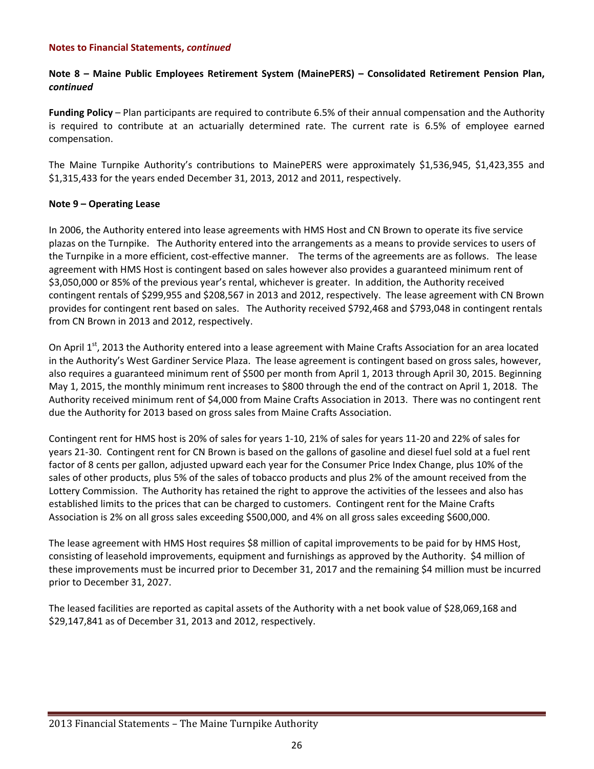**Notes to Financial Statements, *continued***

**Note 8 – Maine Public Employees Retirement System (MainePERS) – Consolidated Retirement Pension Plan, *continued***

**Funding Policy** – Plan participants are required to contribute 6.5% of their annual compensation and the Authority is required to contribute at an actuarially determined rate. The current rate is 6.5% of employee earned compensation.

The Maine Turnpike Authority's contributions to MainePERS were approximately $1,536,945, $1,423,355 and $1,315,433 for the years ended December 31, 2013, 2012 and 2011, respectively.

**Note 9 – Operating Lease**

In 2006, the Authority entered into lease agreements with HMS Host and CN Brown to operate its five service plazas on the Turnpike. The Authority entered into the arrangements as a means to provide services to users of the Turnpike in a more efficient, cost-effective manner. The terms of the agreements are as follows. The lease agreement with HMS Host is contingent based on sales however also provides a guaranteed minimum rent of $3,050,000 or 85% of the previous year's rental, whichever is greater. In addition, the Authority received contingent rentals of $299,955 and $208,567 in 2013 and 2012, respectively. The lease agreement with CN Brown provides for contingent rent based on sales. The Authority received $792,468 and $793,048 in contingent rentals from CN Brown in 2013 and 2012, respectively.

On April 1st, 2013 the Authority entered into a lease agreement with Maine Crafts Association for an area located in the Authority's West Gardiner Service Plaza. The lease agreement is contingent based on gross sales, however, also requires a guaranteed minimum rent of $500 per month from April 1, 2013 through April 30, 2015. Beginning May 1, 2015, the monthly minimum rent increases to $800 through the end of the contract on April 1, 2018. The Authority received minimum rent of $4,000 from Maine Crafts Association in 2013. There was no contingent rent due the Authority for 2013 based on gross sales from Maine Crafts Association.

Contingent rent for HMS host is 20% of sales for years 1-10, 21% of sales for years 11-20 and 22% of sales for years 21-30. Contingent rent for CN Brown is based on the gallons of gasoline and diesel fuel sold at a fuel rent factor of 8 cents per gallon, adjusted upward each year for the Consumer Price Index Change, plus 10% of the sales of other products, plus 5% of the sales of tobacco products and plus 2% of the amount received from the Lottery Commission. The Authority has retained the right to approve the activities of the lessees and also has established limits to the prices that can be charged to customers. Contingent rent for the Maine Crafts Association is 2% on all gross sales exceeding $500,000, and 4% on all gross sales exceeding $600,000.

The lease agreement with HMS Host requires $8 million of capital improvements to be paid for by HMS Host, consisting of leasehold improvements, equipment and furnishings as approved by the Authority. $4 million of these improvements must be incurred prior to December 31, 2017 and the remaining $4 million must be incurred prior to December 31, 2027.

The leased facilities are reported as capital assets of the Authority with a net book value of $28,069,168 and $29,147,841 as of December 31, 2013 and 2012, respectively.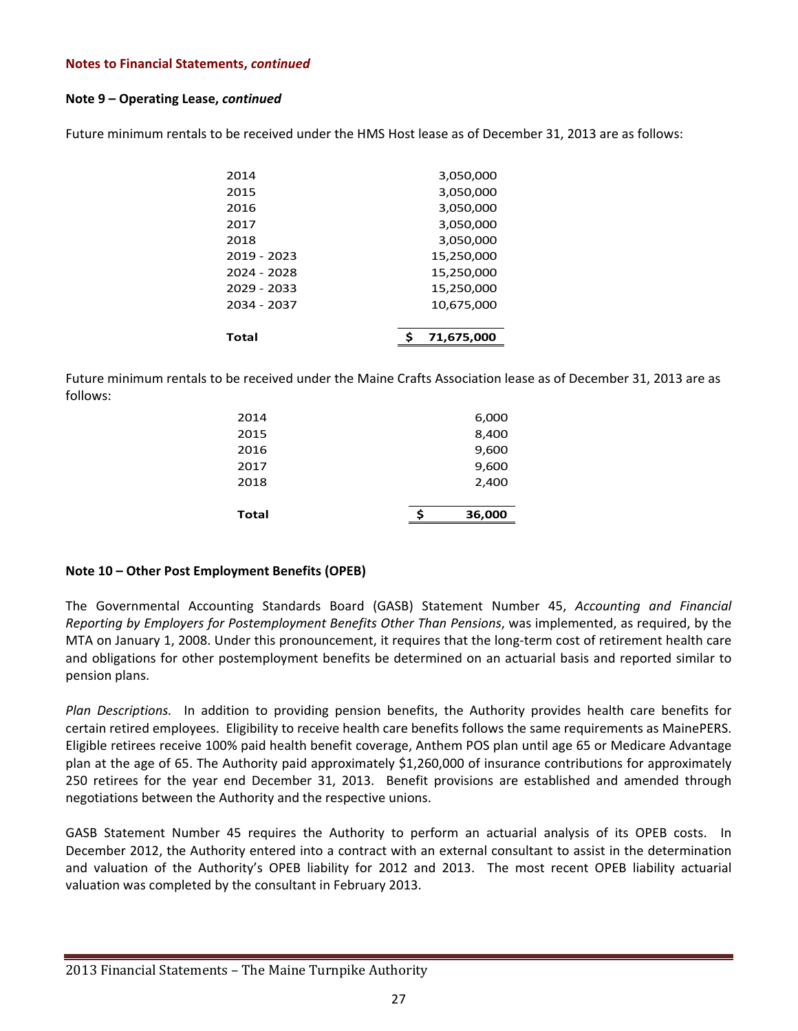**Notes to Financial Statements, *continued***

**Note 9 – Operating Lease, *continued***

Future minimum rentals to be received under the HMS Host lease as of December 31, 2013 are as follows:

| | |
|---|---|
| 2014 | 3,050,000 |
| 2015 | 3,050,000 |
| 2016 | 3,050,000 |
| 2017 | 3,050,000 |
| 2018 | 3,050,000 |
| 2019 - 2023 | 15,250,000 |
| 2024 - 2028 | 15,250,000 |
| 2029 - 2033 | 15,250,000 |
| 2034 - 2037 | 10,675,000 |
| **Total** | **$ 71,675,000** |

Future minimum rentals to be received under the Maine Crafts Association lease as of December 31, 2013 are as follows:

| | |
|---|---|
| 2014 | 6,000 |
| 2015 | 8,400 |
| 2016 | 9,600 |
| 2017 | 9,600 |
| 2018 | 2,400 |
| **Total** | **$ 36,000** |

**Note 10 – Other Post Employment Benefits (OPEB)**

The Governmental Accounting Standards Board (GASB) Statement Number 45, *Accounting and Financial Reporting by Employers for Postemployment Benefits Other Than Pensions*, was implemented, as required, by the MTA on January 1, 2008. Under this pronouncement, it requires that the long-term cost of retirement health care and obligations for other postemployment benefits be determined on an actuarial basis and reported similar to pension plans.

*Plan Descriptions.* In addition to providing pension benefits, the Authority provides health care benefits for certain retired employees. Eligibility to receive health care benefits follows the same requirements as MainePERS. Eligible retirees receive 100% paid health benefit coverage, Anthem POS plan until age 65 or Medicare Advantage plan at the age of 65. The Authority paid approximately $1,260,000 of insurance contributions for approximately 250 retirees for the year end December 31, 2013. Benefit provisions are established and amended through negotiations between the Authority and the respective unions.

GASB Statement Number 45 requires the Authority to perform an actuarial analysis of its OPEB costs. In December 2012, the Authority entered into a contract with an external consultant to assist in the determination and valuation of the Authority's OPEB liability for 2012 and 2013. The most recent OPEB liability actuarial valuation was completed by the consultant in February 2013.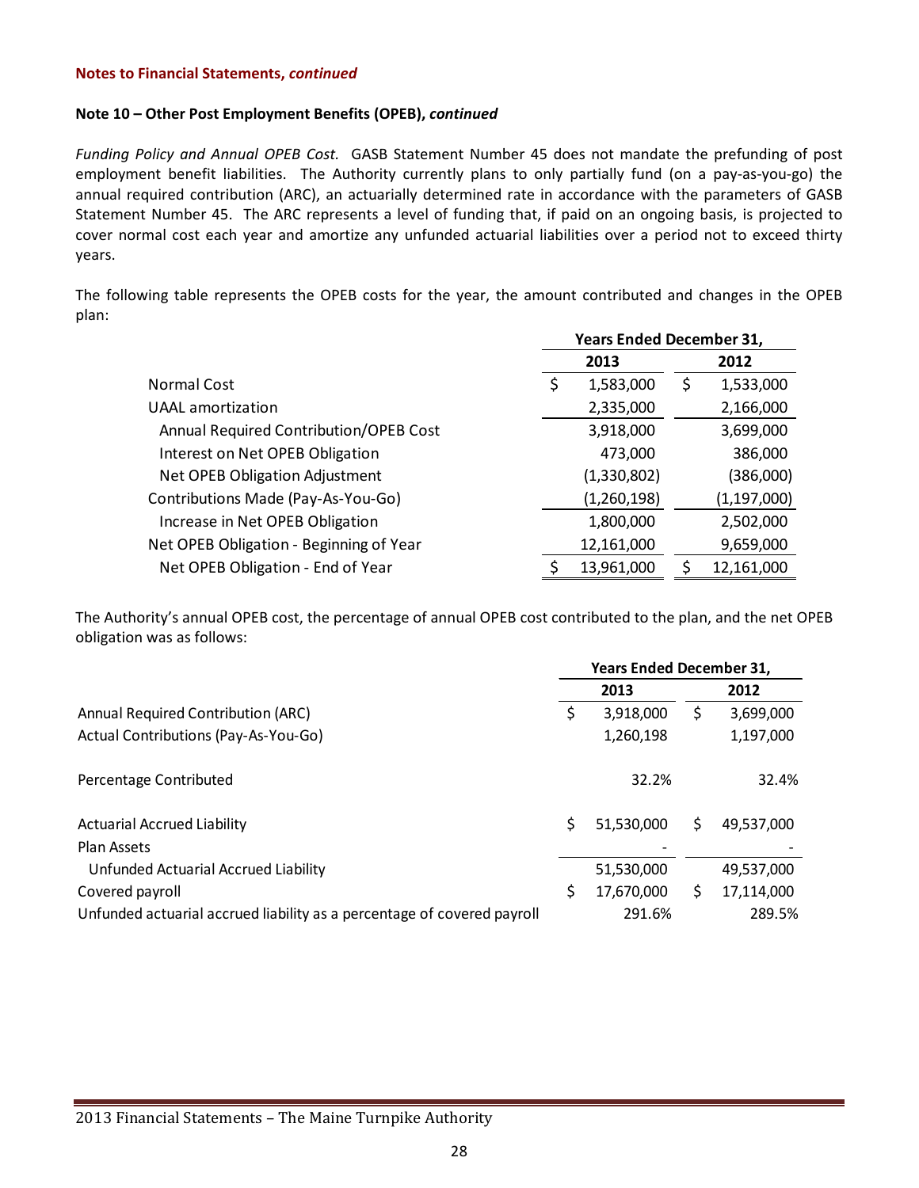**Notes to Financial Statements, *continued***

**Note 10 – Other Post Employment Benefits (OPEB), *continued***

*Funding Policy and Annual OPEB Cost.* GASB Statement Number 45 does not mandate the prefunding of post employment benefit liabilities. The Authority currently plans to only partially fund (on a pay-as-you-go) the annual required contribution (ARC), an actuarially determined rate in accordance with the parameters of GASB Statement Number 45. The ARC represents a level of funding that, if paid on an ongoing basis, is projected to cover normal cost each year and amortize any unfunded actuarial liabilities over a period not to exceed thirty years.

The following table represents the OPEB costs for the year, the amount contributed and changes in the OPEB plan:

| | Years Ended December 31, | |
|---|---|---|
| | 2013 | 2012 |
| Normal Cost | $ 1,583,000 | $ 1,533,000 |
| UAAL amortization | 2,335,000 | 2,166,000 |
| Annual Required Contribution/OPEB Cost | 3,918,000 | 3,699,000 |
| Interest on Net OPEB Obligation | 473,000 | 386,000 |
| Net OPEB Obligation Adjustment | (1,330,802) | (386,000) |
| Contributions Made (Pay-As-You-Go) | (1,260,198) | (1,197,000) |
| Increase in Net OPEB Obligation | 1,800,000 | 2,502,000 |
| Net OPEB Obligation - Beginning of Year | 12,161,000 | 9,659,000 |
| Net OPEB Obligation - End of Year | $ 13,961,000 | $ 12,161,000 |

The Authority's annual OPEB cost, the percentage of annual OPEB cost contributed to the plan, and the net OPEB obligation was as follows:

| | Years Ended December 31, | |
|---|---|---|
| | 2013 | 2012 |
| Annual Required Contribution (ARC) | $ 3,918,000 | $ 3,699,000 |
| Actual Contributions (Pay-As-You-Go) | 1,260,198 | 1,197,000 |
| Percentage Contributed | 32.2% | 32.4% |
| Actuarial Accrued Liability | $ 51,530,000 | $ 49,537,000 |
| Plan Assets | - | - |
| Unfunded Actuarial Accrued Liability | 51,530,000 | 49,537,000 |
| Covered payroll | $ 17,670,000 | $ 17,114,000 |
| Unfunded actuarial accrued liability as a percentage of covered payroll | 291.6% | 289.5% |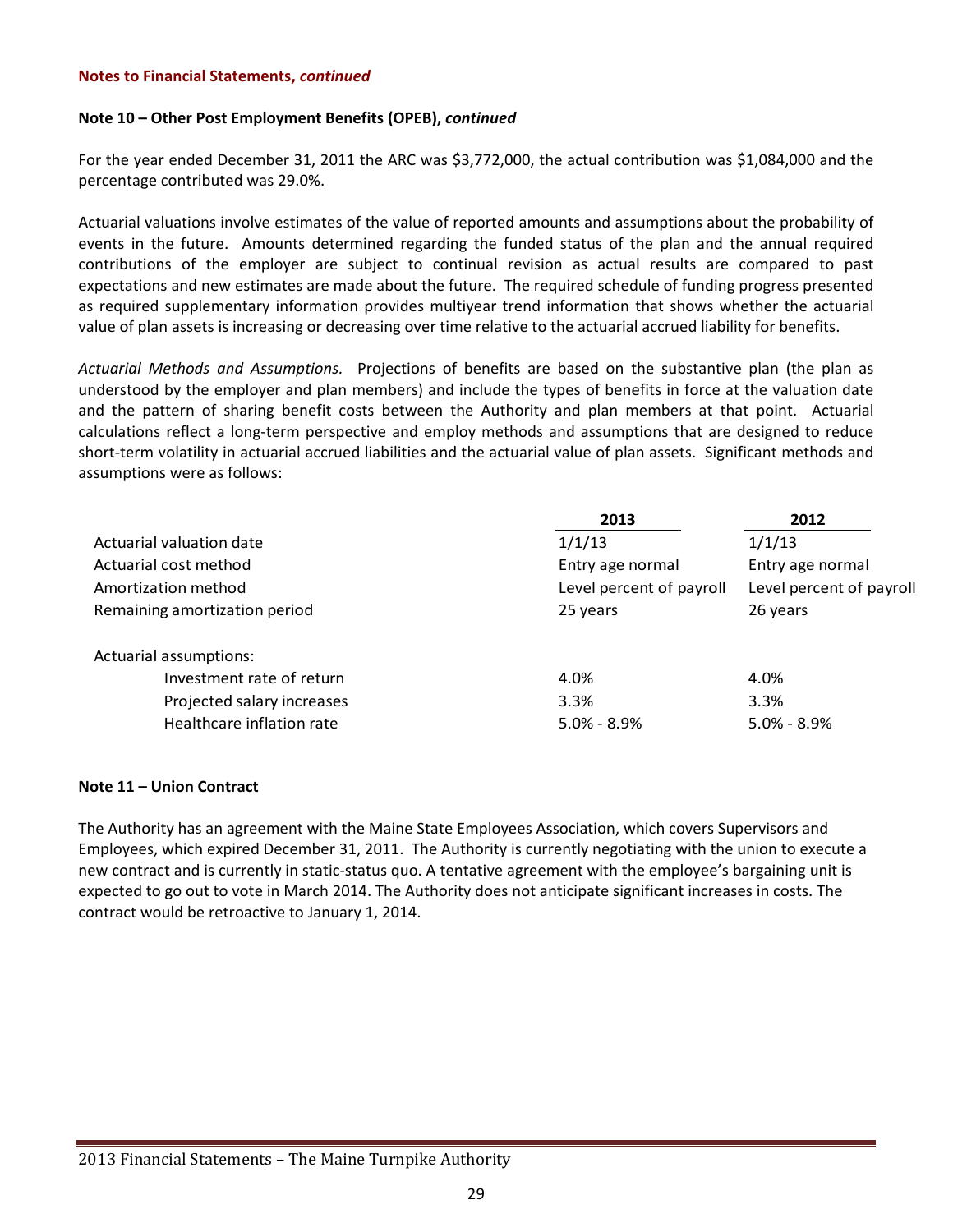**Notes to Financial Statements, *continued***

**Note 10 – Other Post Employment Benefits (OPEB), *continued***

For the year ended December 31, 2011 the ARC was $3,772,000, the actual contribution was $1,084,000 and the percentage contributed was 29.0%.

Actuarial valuations involve estimates of the value of reported amounts and assumptions about the probability of events in the future. Amounts determined regarding the funded status of the plan and the annual required contributions of the employer are subject to continual revision as actual results are compared to past expectations and new estimates are made about the future. The required schedule of funding progress presented as required supplementary information provides multiyear trend information that shows whether the actuarial value of plan assets is increasing or decreasing over time relative to the actuarial accrued liability for benefits.

*Actuarial Methods and Assumptions.* Projections of benefits are based on the substantive plan (the plan as understood by the employer and plan members) and include the types of benefits in force at the valuation date and the pattern of sharing benefit costs between the Authority and plan members at that point. Actuarial calculations reflect a long-term perspective and employ methods and assumptions that are designed to reduce short-term volatility in actuarial accrued liabilities and the actuarial value of plan assets. Significant methods and assumptions were as follows:

| | 2013 | 2012 |
|---|---|---|
| Actuarial valuation date | 1/1/13 | 1/1/13 |
| Actuarial cost method | Entry age normal | Entry age normal |
| Amortization method | Level percent of payroll | Level percent of payroll |
| Remaining amortization period | 25 years | 26 years |
| Actuarial assumptions: | | |
| Investment rate of return | 4.0% | 4.0% |
| Projected salary increases | 3.3% | 3.3% |
| Healthcare inflation rate | 5.0% - 8.9% | 5.0% - 8.9% |

**Note 11 – Union Contract**

The Authority has an agreement with the Maine State Employees Association, which covers Supervisors and Employees, which expired December 31, 2011. The Authority is currently negotiating with the union to execute a new contract and is currently in static-status quo. A tentative agreement with the employee's bargaining unit is expected to go out to vote in March 2014. The Authority does not anticipate significant increases in costs. The contract would be retroactive to January 1, 2014.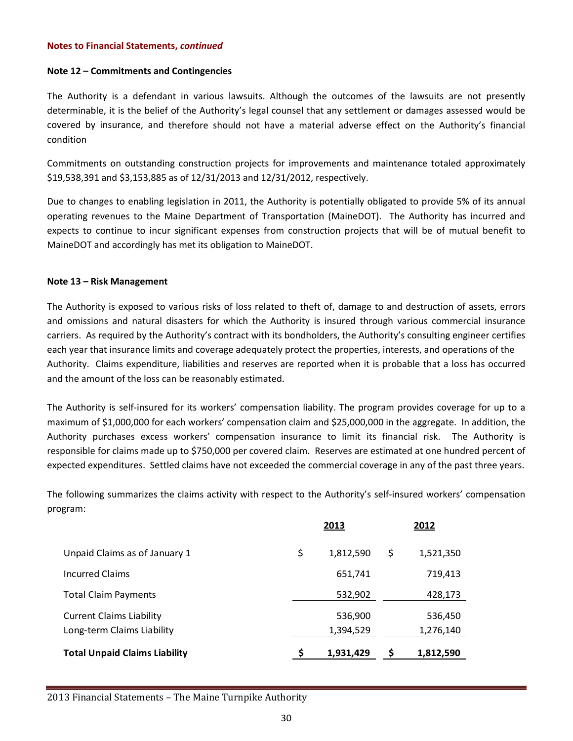**Notes to Financial Statements, *continued***

**Note 12 – Commitments and Contingencies**

The Authority is a defendant in various lawsuits. Although the outcomes of the lawsuits are not presently determinable, it is the belief of the Authority's legal counsel that any settlement or damages assessed would be covered by insurance, and therefore should not have a material adverse effect on the Authority's financial condition

Commitments on outstanding construction projects for improvements and maintenance totaled approximately $19,538,391 and $3,153,885 as of 12/31/2013 and 12/31/2012, respectively.

Due to changes to enabling legislation in 2011, the Authority is potentially obligated to provide 5% of its annual operating revenues to the Maine Department of Transportation (MaineDOT). The Authority has incurred and expects to continue to incur significant expenses from construction projects that will be of mutual benefit to MaineDOT and accordingly has met its obligation to MaineDOT.

**Note 13 – Risk Management**

The Authority is exposed to various risks of loss related to theft of, damage to and destruction of assets, errors and omissions and natural disasters for which the Authority is insured through various commercial insurance carriers. As required by the Authority's contract with its bondholders, the Authority's consulting engineer certifies each year that insurance limits and coverage adequately protect the properties, interests, and operations of the Authority. Claims expenditure, liabilities and reserves are reported when it is probable that a loss has occurred and the amount of the loss can be reasonably estimated.

The Authority is self-insured for its workers' compensation liability. The program provides coverage for up to a maximum of $1,000,000 for each workers' compensation claim and $25,000,000 in the aggregate. In addition, the Authority purchases excess workers' compensation insurance to limit its financial risk. The Authority is responsible for claims made up to $750,000 per covered claim. Reserves are estimated at one hundred percent of expected expenditures. Settled claims have not exceeded the commercial coverage in any of the past three years.

The following summarizes the claims activity with respect to the Authority's self-insured workers' compensation program:

| | 2013 | 2012 |
|---|---|---|
| Unpaid Claims as of January 1 | $ 1,812,590 | $ 1,521,350 |
| Incurred Claims | 651,741 | 719,413 |
| Total Claim Payments | 532,902 | 428,173 |
| Current Claims Liability | 536,900 | 536,450 |
| Long-term Claims Liability | 1,394,529 | 1,276,140 |
| **Total Unpaid Claims Liability** | **$ 1,931,429** | **$ 1,812,590** |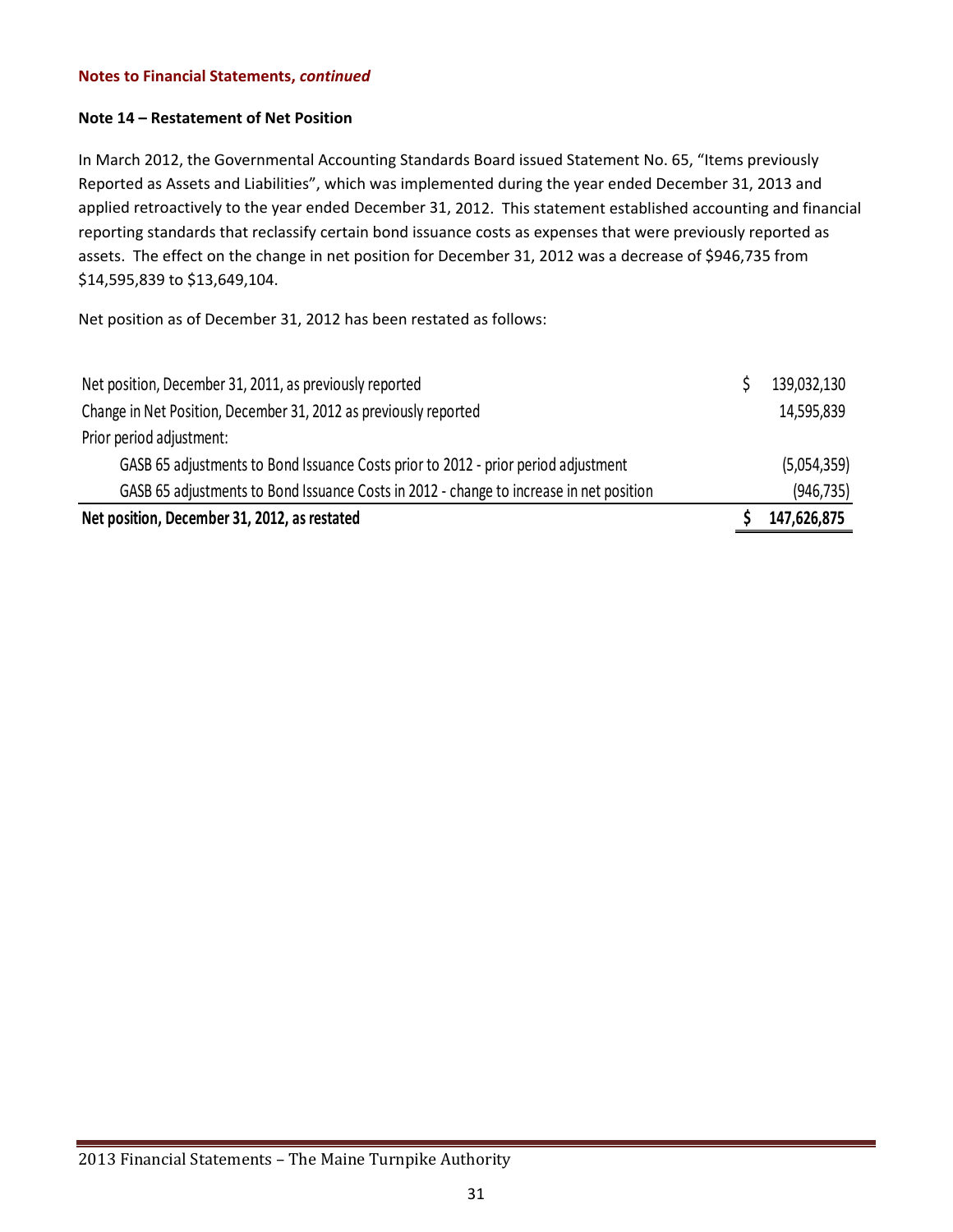**Notes to Financial Statements, *continued***

**Note 14 – Restatement of Net Position**

In March 2012, the Governmental Accounting Standards Board issued Statement No. 65, "Items previously Reported as Assets and Liabilities", which was implemented during the year ended December 31, 2013 and applied retroactively to the year ended December 31, 2012. This statement established accounting and financial reporting standards that reclassify certain bond issuance costs as expenses that were previously reported as assets. The effect on the change in net position for December 31, 2012 was a decrease of $946,735 from $14,595,839 to $13,649,104.

Net position as of December 31, 2012 has been restated as follows:

| | |
|---|---|
| Net position, December 31, 2011, as previously reported | $ 139,032,130 |
| Change in Net Position, December 31, 2012 as previously reported | 14,595,839 |
| Prior period adjustment: | |
| GASB 65 adjustments to Bond Issuance Costs prior to 2012 - prior period adjustment | (5,054,359) |
| GASB 65 adjustments to Bond Issuance Costs in 2012 - change to increase in net position | (946,735) |
| **Net position, December 31, 2012, as restated** | **$ 147,626,875** |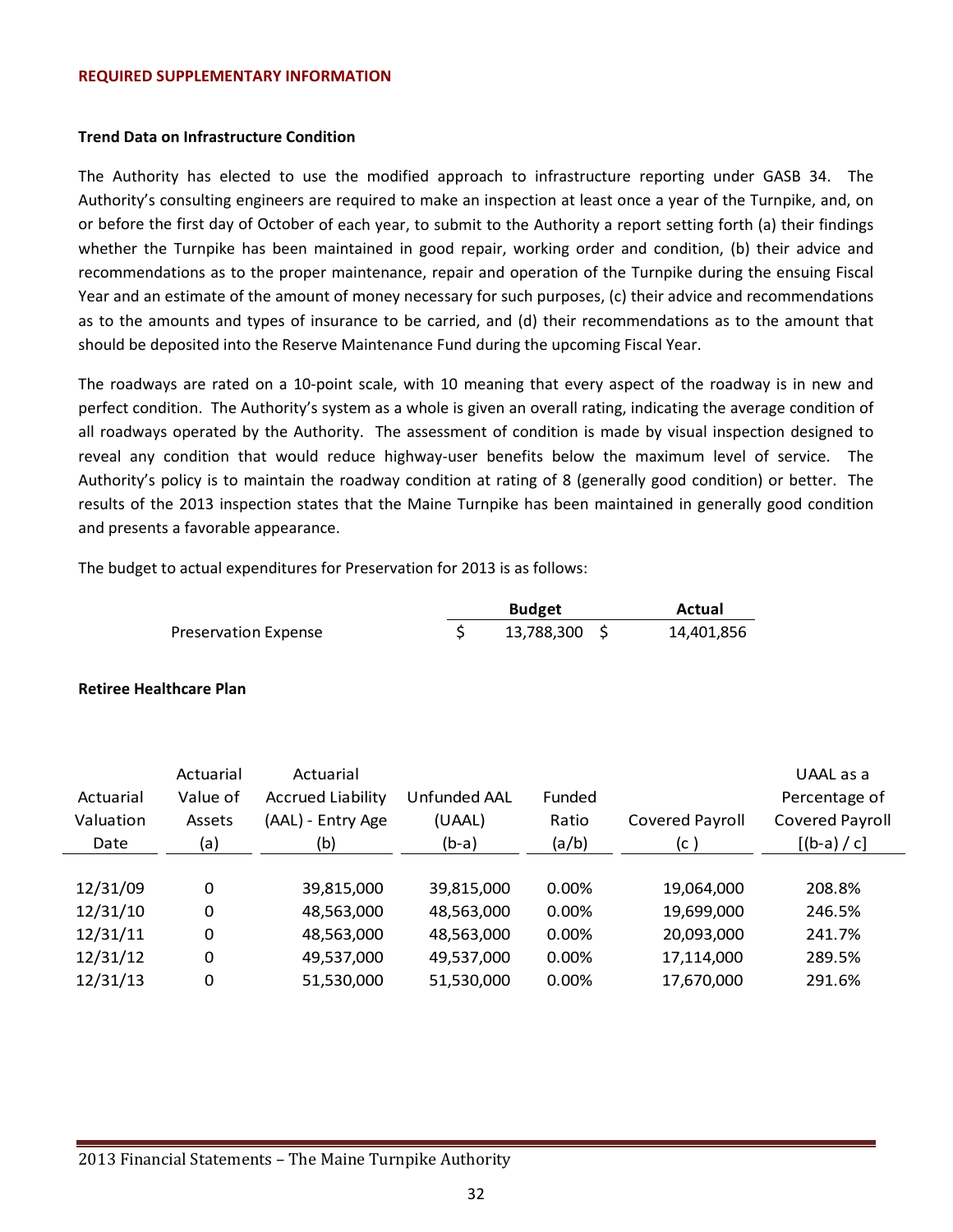## REQUIRED SUPPLEMENTARY INFORMATION

### Trend Data on Infrastructure Condition

The Authority has elected to use the modified approach to infrastructure reporting under GASB 34. The Authority's consulting engineers are required to make an inspection at least once a year of the Turnpike, and, on or before the first day of October of each year, to submit to the Authority a report setting forth (a) their findings whether the Turnpike has been maintained in good repair, working order and condition, (b) their advice and recommendations as to the proper maintenance, repair and operation of the Turnpike during the ensuing Fiscal Year and an estimate of the amount of money necessary for such purposes, (c) their advice and recommendations as to the amounts and types of insurance to be carried, and (d) their recommendations as to the amount that should be deposited into the Reserve Maintenance Fund during the upcoming Fiscal Year.

The roadways are rated on a 10-point scale, with 10 meaning that every aspect of the roadway is in new and perfect condition. The Authority's system as a whole is given an overall rating, indicating the average condition of all roadways operated by the Authority. The assessment of condition is made by visual inspection designed to reveal any condition that would reduce highway-user benefits below the maximum level of service. The Authority's policy is to maintain the roadway condition at rating of 8 (generally good condition) or better. The results of the 2013 inspection states that the Maine Turnpike has been maintained in generally good condition and presents a favorable appearance.

The budget to actual expenditures for Preservation for 2013 is as follows:

| | Budget | Actual |
|---|---|---|
| Preservation Expense | $ 13,788,300 | $ 14,401,856 |

### Retiree Healthcare Plan

| Actuarial Valuation Date | Actuarial Value of Assets (a) | Actuarial Accrued Liability (AAL) - Entry Age (b) | Unfunded AAL (UAAL) (b-a) | Funded Ratio (a/b) | Covered Payroll (c ) | UAAL as a Percentage of Covered Payroll [(b-a) / c] |
|---|---|---|---|---|---|---|
| 12/31/09 | 0 | 39,815,000 | 39,815,000 | 0.00% | 19,064,000 | 208.8% |
| 12/31/10 | 0 | 48,563,000 | 48,563,000 | 0.00% | 19,699,000 | 246.5% |
| 12/31/11 | 0 | 48,563,000 | 48,563,000 | 0.00% | 20,093,000 | 241.7% |
| 12/31/12 | 0 | 49,537,000 | 49,537,000 | 0.00% | 17,114,000 | 289.5% |
| 12/31/13 | 0 | 51,530,000 | 51,530,000 | 0.00% | 17,670,000 | 291.6% |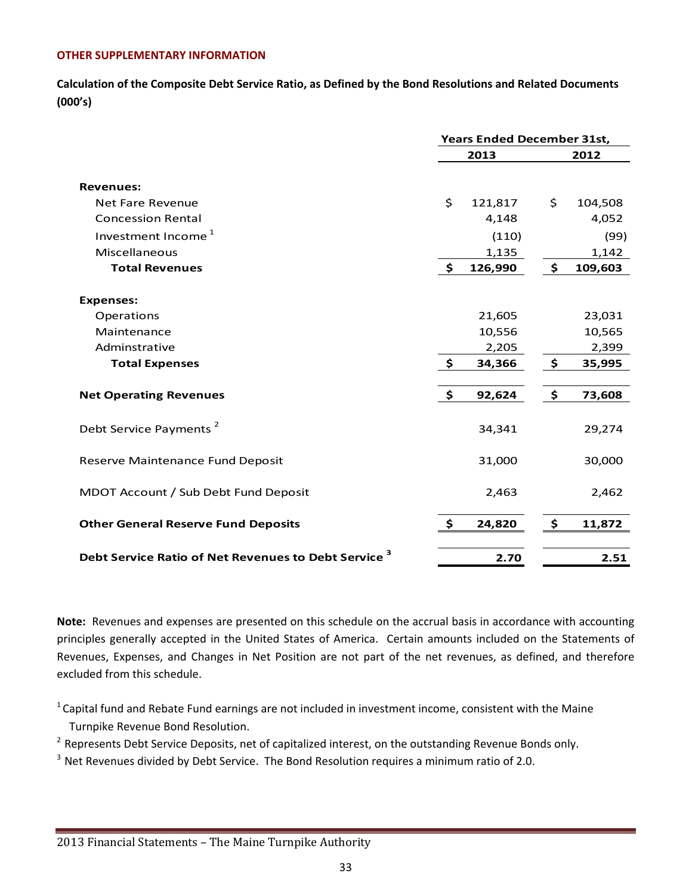## OTHER SUPPLEMENTARY INFORMATION

**Calculation of the Composite Debt Service Ratio, as Defined by the Bond Resolutions and Related Documents (000's)**

| | Years Ended December 31st, | |
|---|---|---|
| | 2013 | 2012 |
| **Revenues:** | | |
| Net Fare Revenue | $ 121,817 | $ 104,508 |
| Concession Rental | 4,148 | 4,052 |
| Investment Income [1] | (110) | (99) |
| Miscellaneous | 1,135 | 1,142 |
| **Total Revenues** | **$ 126,990** | **$ 109,603** |
| **Expenses:** | | |
| Operations | 21,605 | 23,031 |
| Maintenance | 10,556 | 10,565 |
| Adminstrative | 2,205 | 2,399 |
| **Total Expenses** | **$ 34,366** | **$ 35,995** |
| **Net Operating Revenues** | **$ 92,624** | **$ 73,608** |
| Debt Service Payments [2] | 34,341 | 29,274 |
| Reserve Maintenance Fund Deposit | 31,000 | 30,000 |
| MDOT Account / Sub Debt Fund Deposit | 2,463 | 2,462 |
| **Other General Reserve Fund Deposits** | **$ 24,820** | **$ 11,872** |
| **Debt Service Ratio of Net Revenues to Debt Service [3]** | **2.70** | **2.51** |

**Note:** Revenues and expenses are presented on this schedule on the accrual basis in accordance with accounting principles generally accepted in the United States of America. Certain amounts included on the Statements of Revenues, Expenses, and Changes in Net Position are not part of the net revenues, as defined, and therefore excluded from this schedule.

[1] Capital fund and Rebate Fund earnings are not included in investment income, consistent with the Maine Turnpike Revenue Bond Resolution.

[2] Represents Debt Service Deposits, net of capitalized interest, on the outstanding Revenue Bonds only.

[3] Net Revenues divided by Debt Service. The Bond Resolution requires a minimum ratio of 2.0.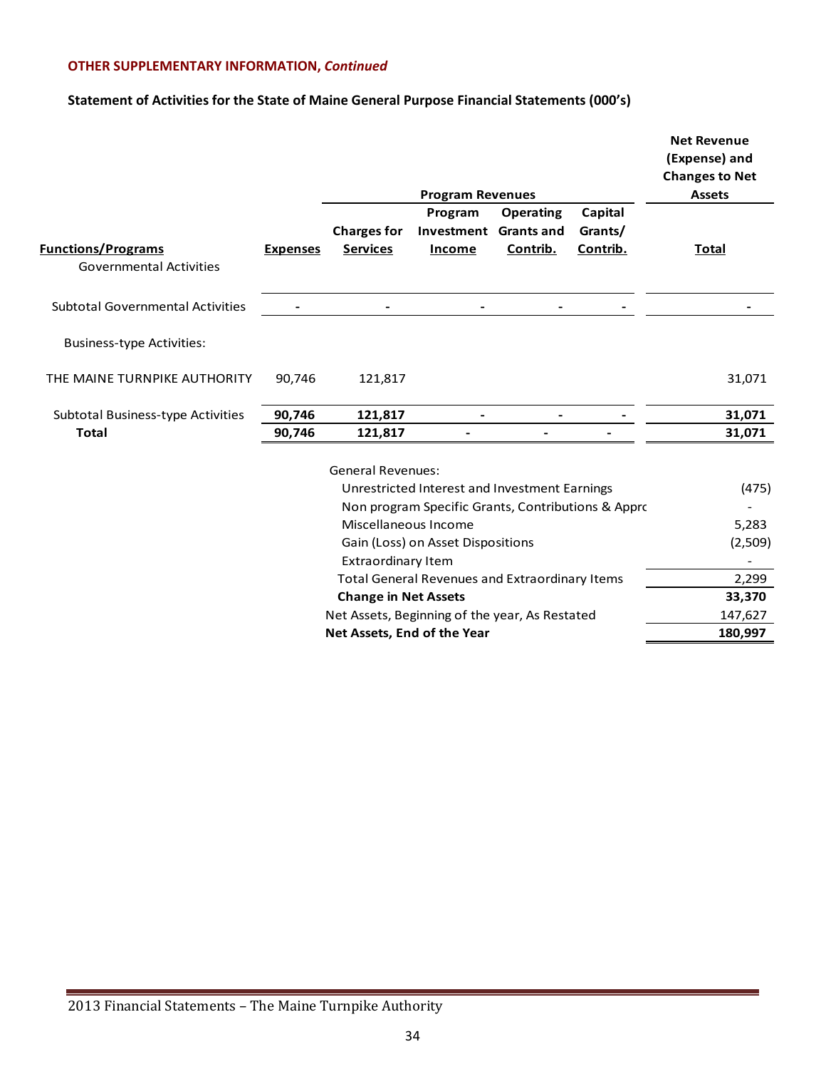**OTHER SUPPLEMENTARY INFORMATION, *Continued***

**Statement of Activities for the State of Maine General Purpose Financial Statements (000's)**

| | | Program Revenues | | | | Net Revenue (Expense) and Changes to Net Assets |
|---|---|---|---|---|---|---|
| **Functions/Programs** | **Expenses** | **Charges for Services** | **Program Investment Income** | **Operating Grants and Contrib.** | **Capital Grants/ Contrib.** | **Total** |
| Governmental Activities | | | | | | |
| Subtotal Governmental Activities | - | - | - | - | - | - |
| Business-type Activities: | | | | | | |
| THE MAINE TURNPIKE AUTHORITY | 90,746 | 121,817 | | | | 31,071 |
| Subtotal Business-type Activities | **90,746** | **121,817** | - | - | - | **31,071** |
| **Total** | **90,746** | **121,817** | - | - | - | **31,071** |

| | |
|---|---|
| General Revenues: | |
| Unrestricted Interest and Investment Earnings | (475) |
| Non program Specific Grants, Contributions & Appro | - |
| Miscellaneous Income | 5,283 |
| Gain (Loss) on Asset Dispositions | (2,509) |
| Extraordinary Item | - |
| Total General Revenues and Extraordinary Items | 2,299 |
| **Change in Net Assets** | **33,370** |
| Net Assets, Beginning of the year, As Restated | 147,627 |
| **Net Assets, End of the Year** | **180,997** |